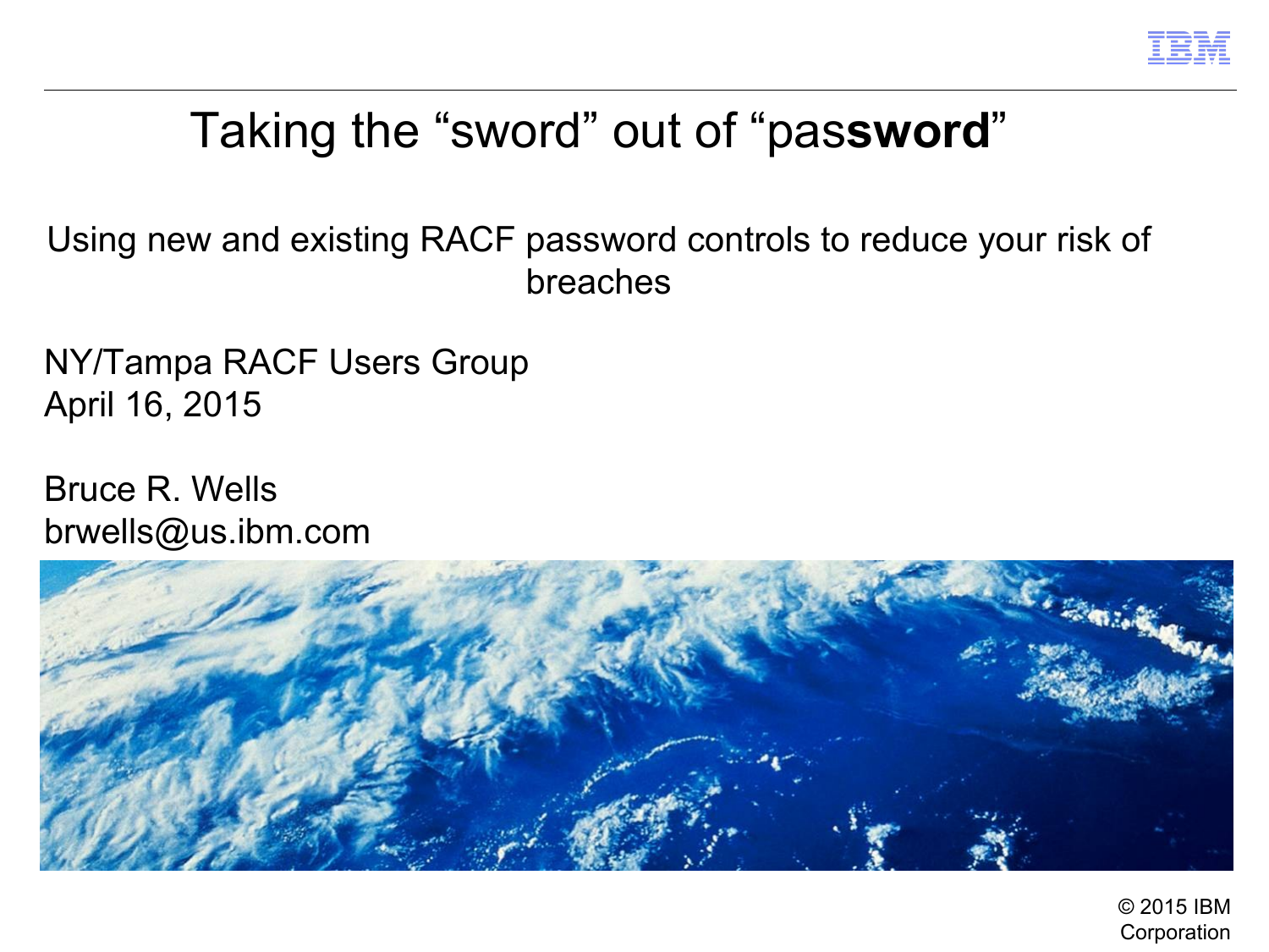# Taking the “sword” out of “pas**sword**”

Using new and existing RACF password controls to reduce your risk of breaches

NY/Tampa RACF Users Group
April 16, 2015

Bruce R. Wells
brwells@us.ibm.com

© 2015 IBM Corporation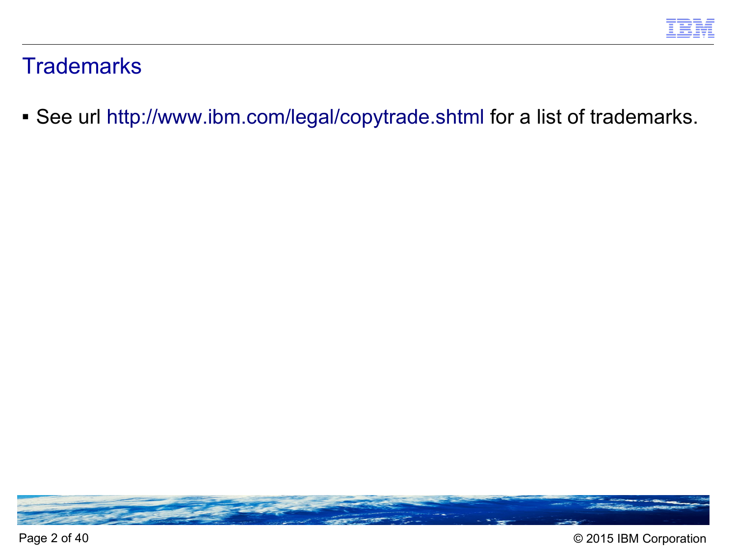# Trademarks

- See url http://www.ibm.com/legal/copytrade.shtml for a list of trademarks.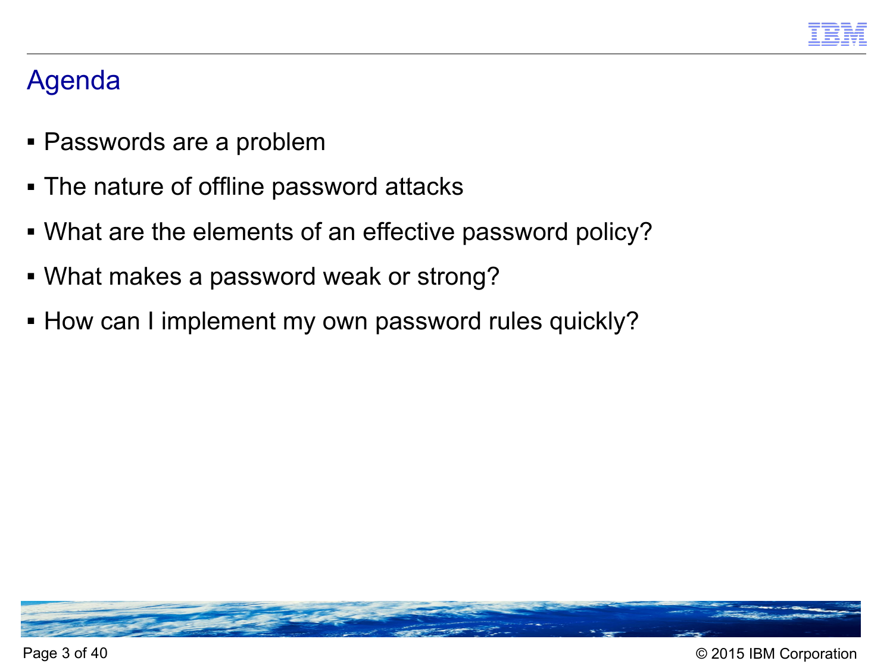# Agenda

- Passwords are a problem
- The nature of offline password attacks
- What are the elements of an effective password policy?
- What makes a password weak or strong?
- How can I implement my own password rules quickly?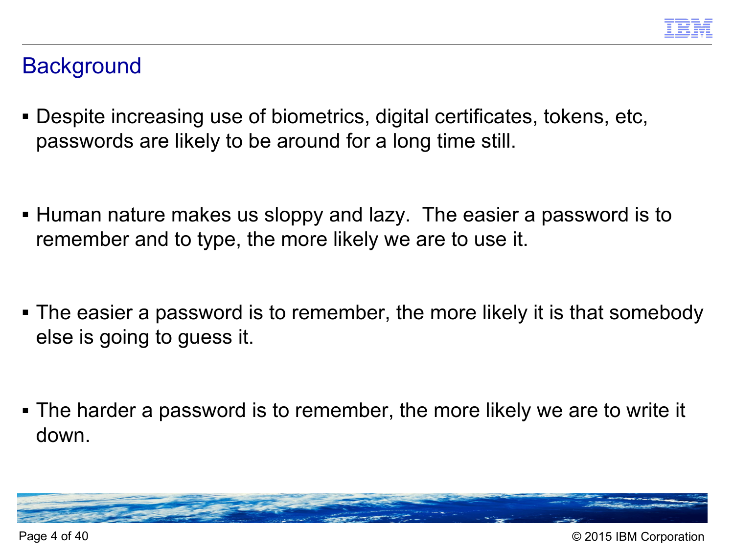# Background

- Despite increasing use of biometrics, digital certificates, tokens, etc, passwords are likely to be around for a long time still.

- Human nature makes us sloppy and lazy. The easier a password is to remember and to type, the more likely we are to use it.

- The easier a password is to remember, the more likely it is that somebody else is going to guess it.

- The harder a password is to remember, the more likely we are to write it down.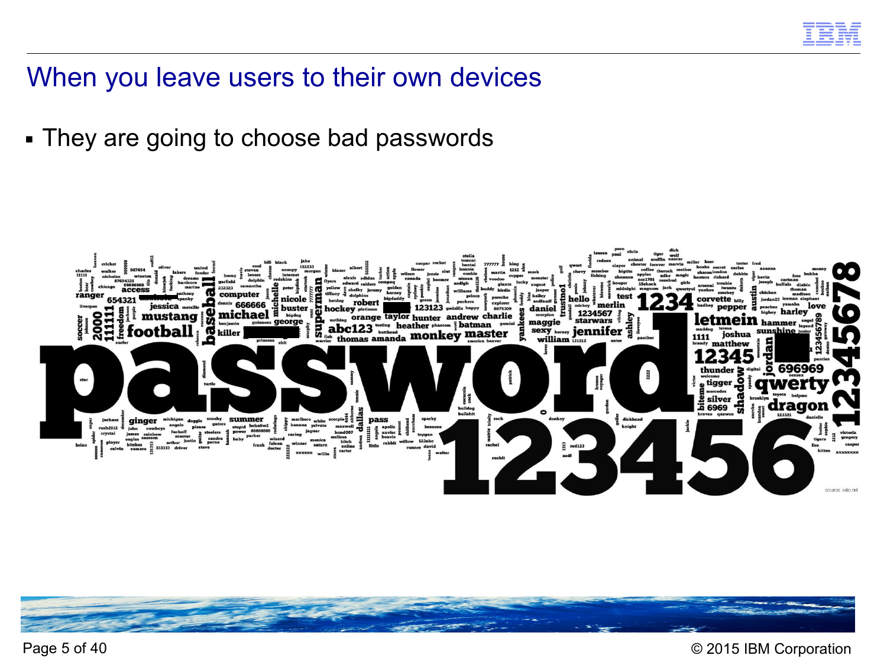# When you leave users to their own devices

- They are going to choose bad passwords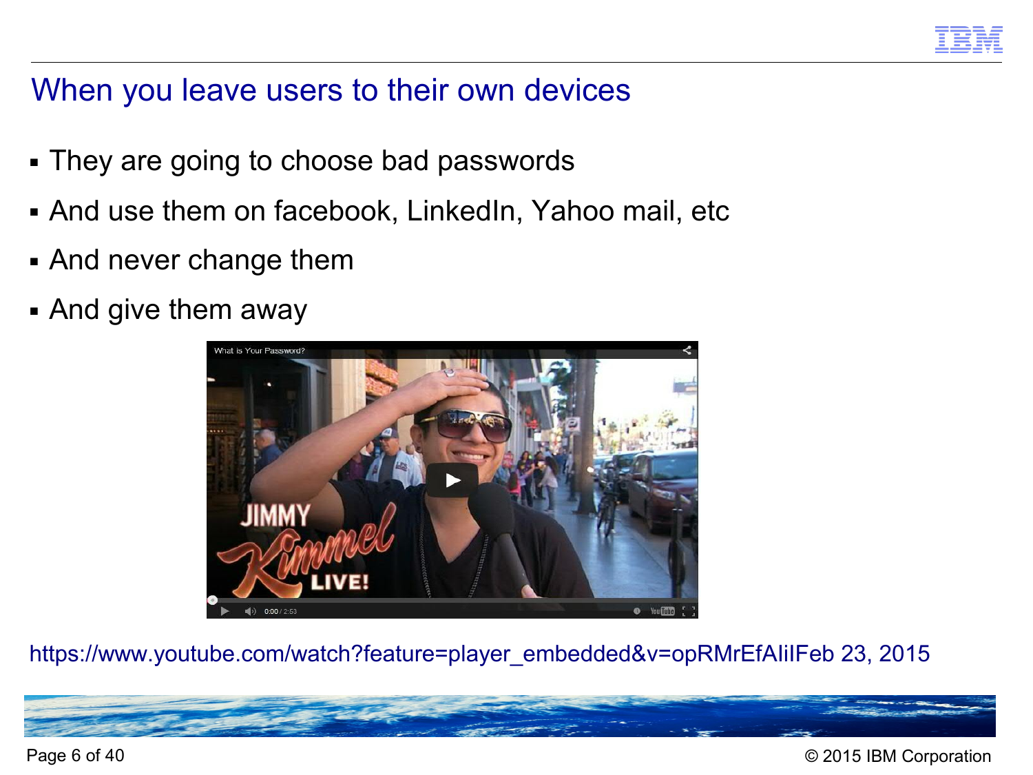# When you leave users to their own devices

- They are going to choose bad passwords
- And use them on facebook, LinkedIn, Yahoo mail, etc
- And never change them
- And give them away

https://www.youtube.com/watch?feature=player_embedded&v=opRMrEfAIiIFeb 23, 2015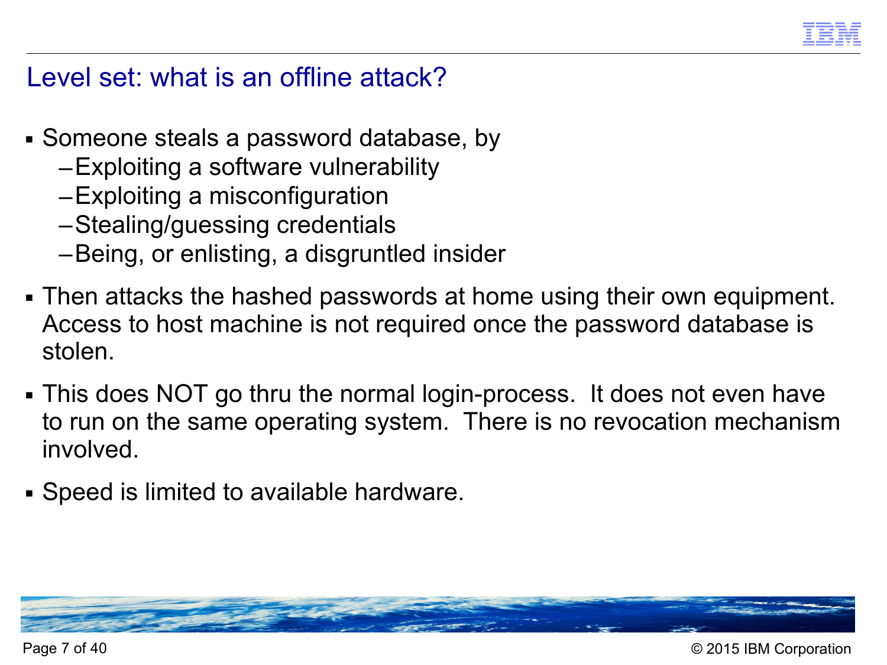## Level set: what is an offline attack?

- Someone steals a password database, by
  - Exploiting a software vulnerability
  - Exploiting a misconfiguration
  - Stealing/guessing credentials
  - Being, or enlisting, a disgruntled insider
- Then attacks the hashed passwords at home using their own equipment. Access to host machine is not required once the password database is stolen.
- This does NOT go thru the normal login-process. It does not even have to run on the same operating system. There is no revocation mechanism involved.
- Speed is limited to available hardware.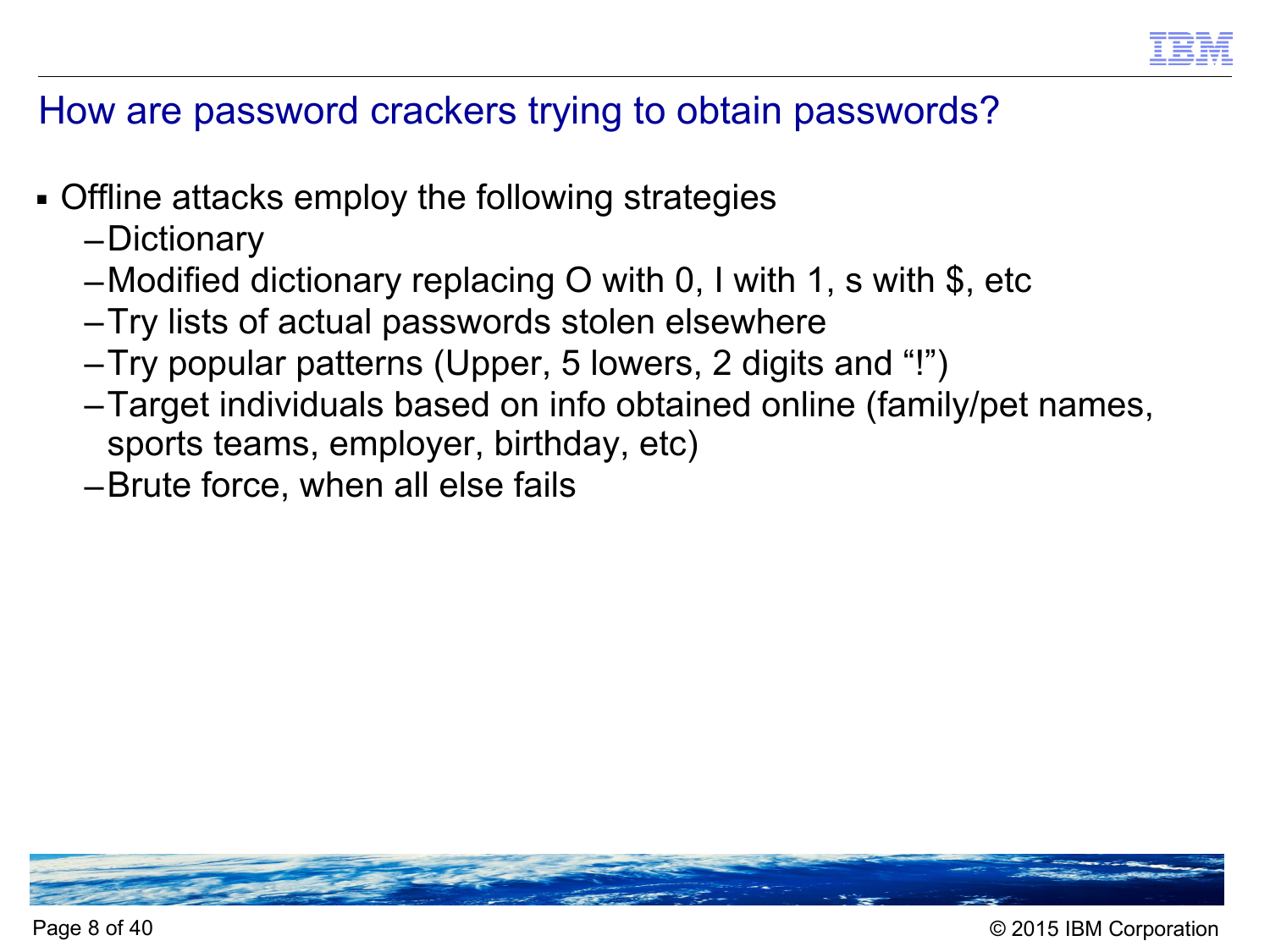## How are password crackers trying to obtain passwords?

- Offline attacks employ the following strategies
  - Dictionary
  - Modified dictionary replacing O with 0, I with 1, s with $, etc
  - Try lists of actual passwords stolen elsewhere
  - Try popular patterns (Upper, 5 lowers, 2 digits and "!")
  - Target individuals based on info obtained online (family/pet names, sports teams, employer, birthday, etc)
  - Brute force, when all else fails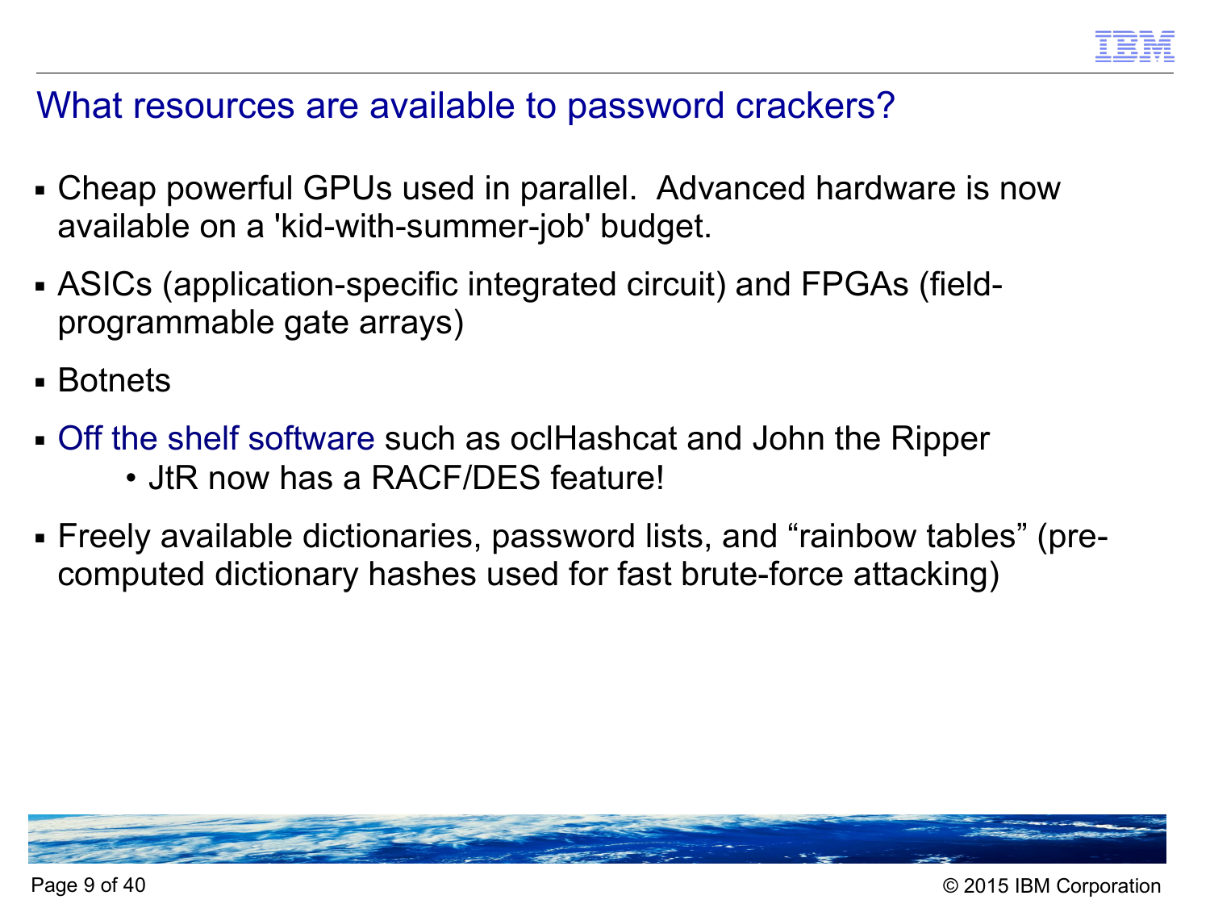## What resources are available to password crackers?

- Cheap powerful GPUs used in parallel. Advanced hardware is now available on a 'kid-with-summer-job' budget.
- ASICs (application-specific integrated circuit) and FPGAs (field-programmable gate arrays)
- Botnets
- Off the shelf software such as oclHashcat and John the Ripper
  - JtR now has a RACF/DES feature!
- Freely available dictionaries, password lists, and “rainbow tables” (pre-computed dictionary hashes used for fast brute-force attacking)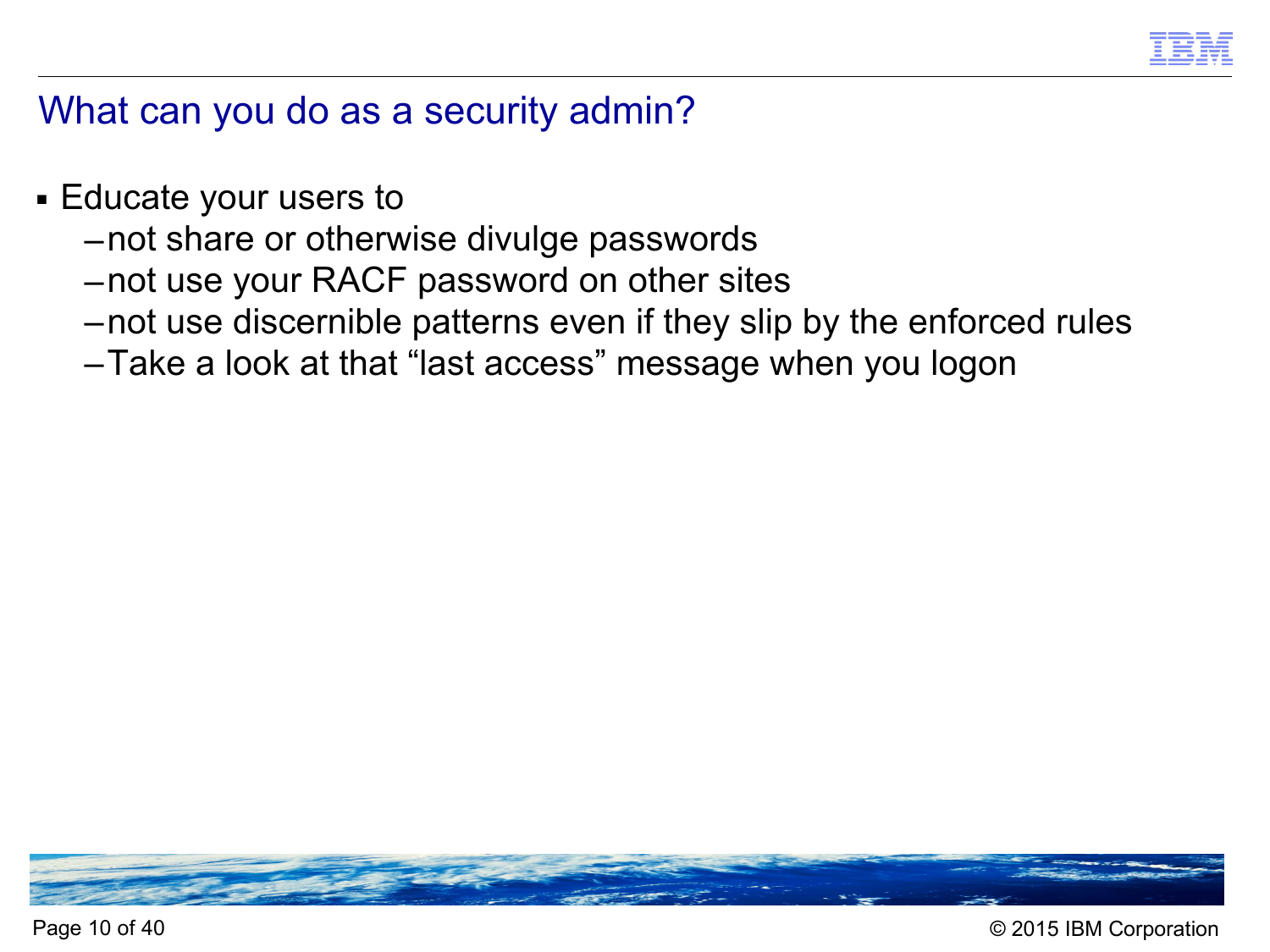# What can you do as a security admin?

- Educate your users to
  - not share or otherwise divulge passwords
  - not use your RACF password on other sites
  - not use discernible patterns even if they slip by the enforced rules
  - Take a look at that “last access” message when you logon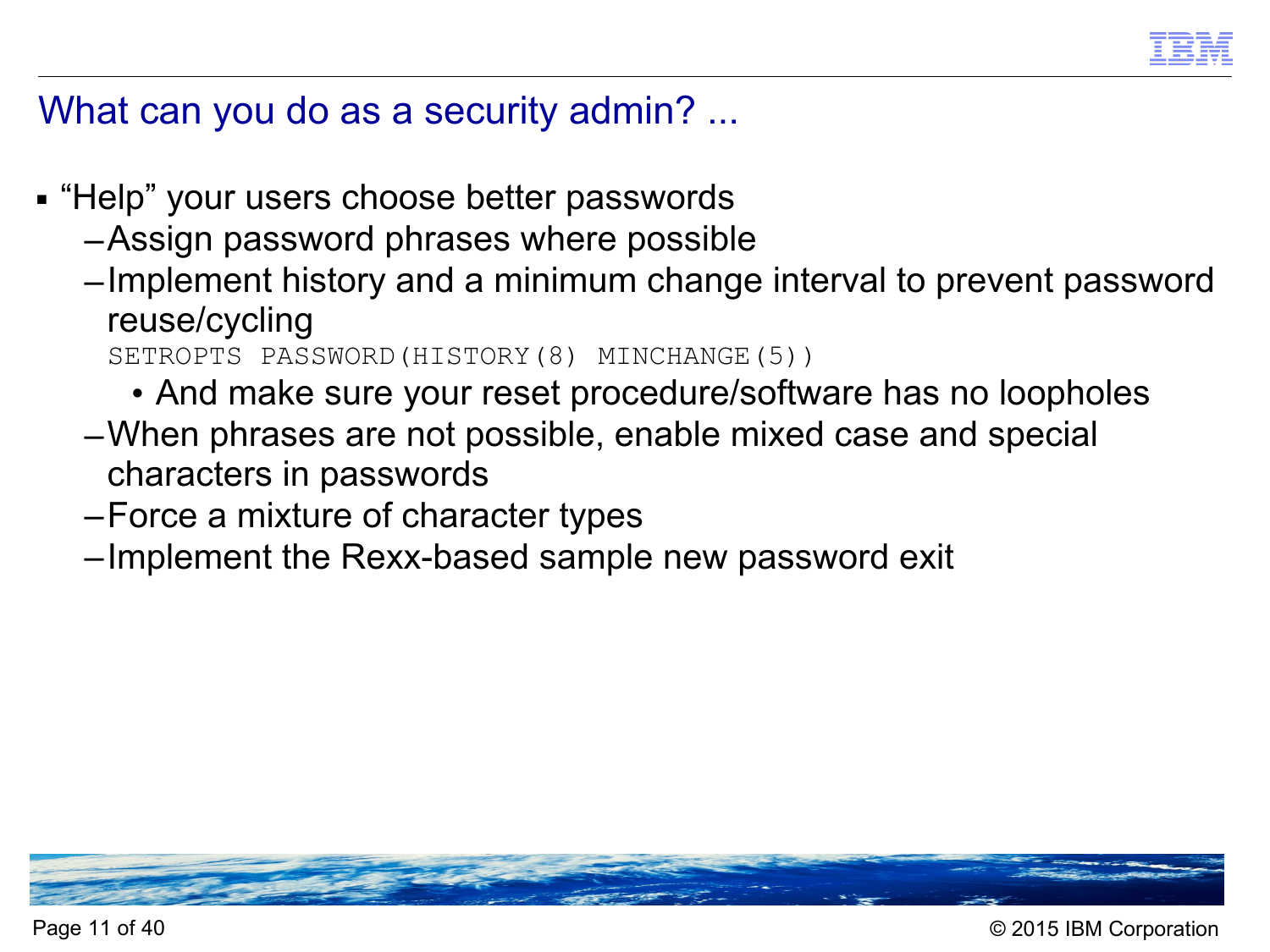# What can you do as a security admin? ...

- “Help” your users choose better passwords
  - Assign password phrases where possible
  - Implement history and a minimum change interval to prevent password reuse/cycling

    ```
    SETROPTS PASSWORD(HISTORY(8) MINCHANGE(5))
    ```

    - And make sure your reset procedure/software has no loopholes
  - When phrases are not possible, enable mixed case and special characters in passwords
  - Force a mixture of character types
  - Implement the Rexx-based sample new password exit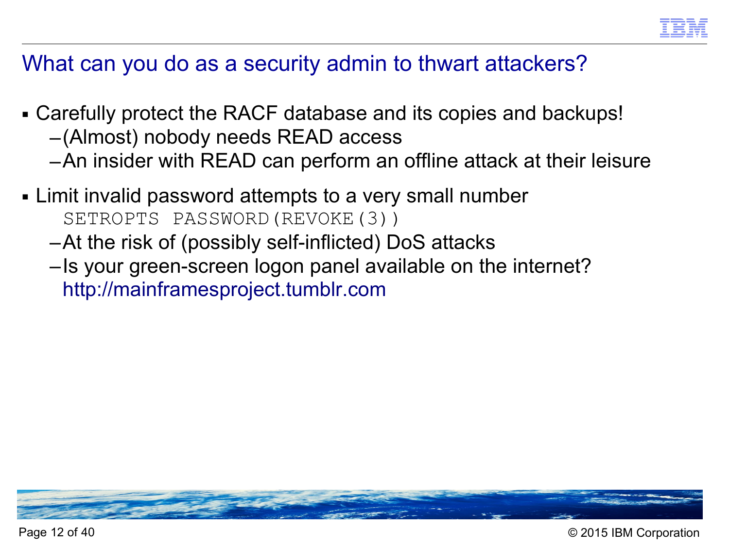# What can you do as a security admin to thwart attackers?

- Carefully protect the RACF database and its copies and backups!
  - (Almost) nobody needs READ access
  - An insider with READ can perform an offline attack at their leisure

- Limit invalid password attempts to a very small number

  ```
  SETROPTS PASSWORD(REVOKE(3))
  ```

  - At the risk of (possibly self-inflicted) DoS attacks
  - Is your green-screen logon panel available on the internet?
    http://mainframesproject.tumblr.com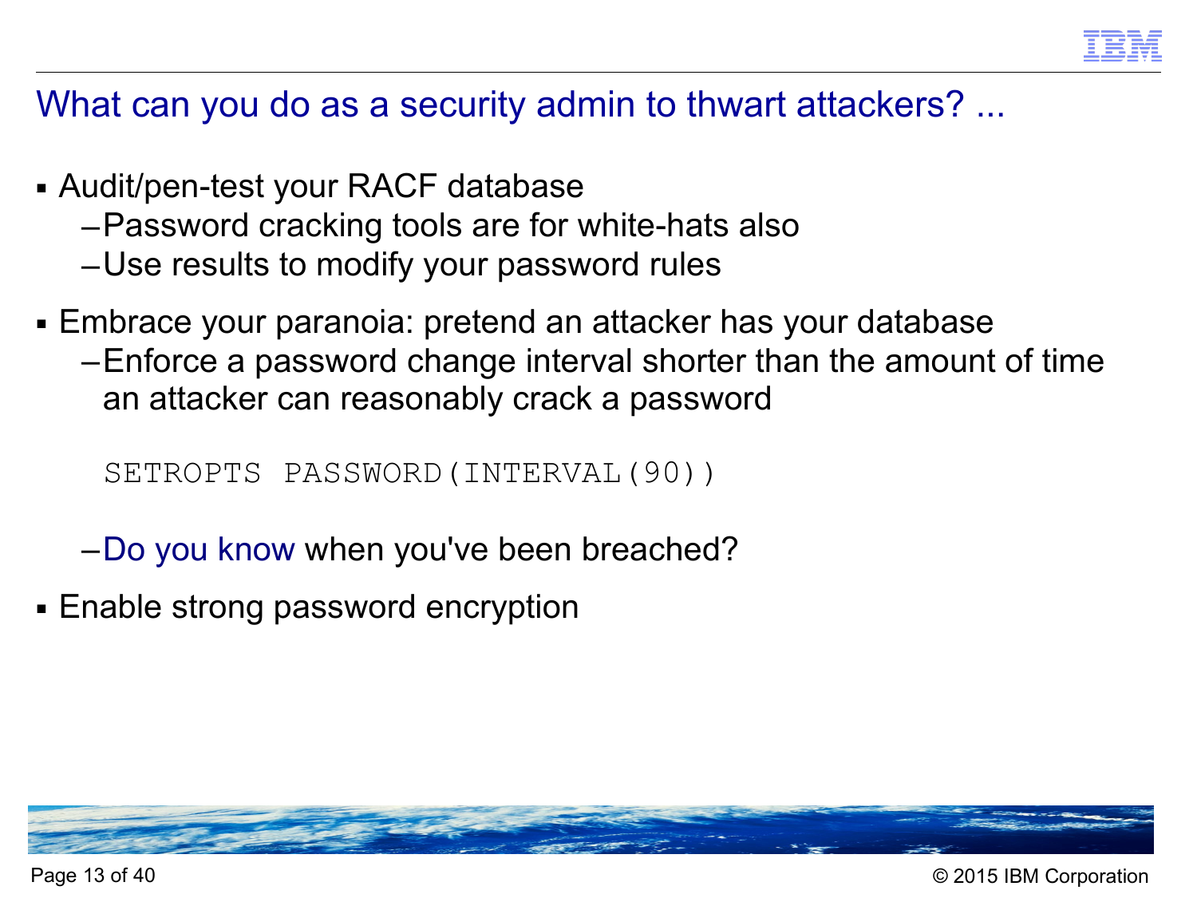## What can you do as a security admin to thwart attackers? ...

- Audit/pen-test your RACF database
  - Password cracking tools are for white-hats also
  - Use results to modify your password rules
- Embrace your paranoia: pretend an attacker has your database
  - Enforce a password change interval shorter than the amount of time an attacker can reasonably crack a password

    ```
    SETROPTS PASSWORD(INTERVAL(90))
    ```

  - Do you know when you've been breached?
- Enable strong password encryption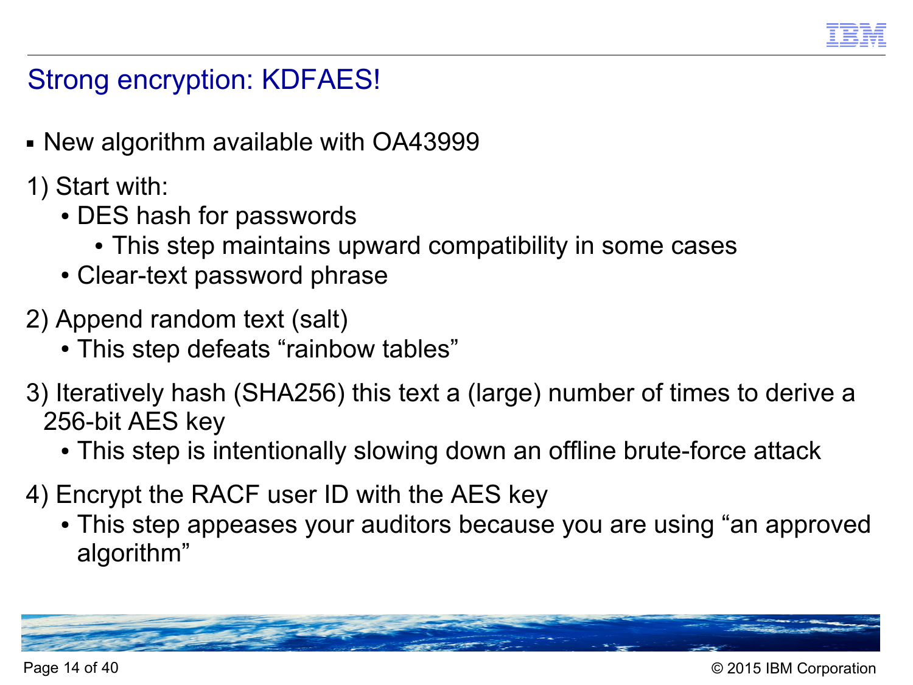# Strong encryption: KDFAES!

- New algorithm available with OA43999

1) Start with:
   - DES hash for passwords
     - This step maintains upward compatibility in some cases
   - Clear-text password phrase

2) Append random text (salt)
   - This step defeats “rainbow tables”

3) Iteratively hash (SHA256) this text a (large) number of times to derive a 256-bit AES key
   - This step is intentionally slowing down an offline brute-force attack

4) Encrypt the RACF user ID with the AES key
   - This step appeases your auditors because you are using “an approved algorithm”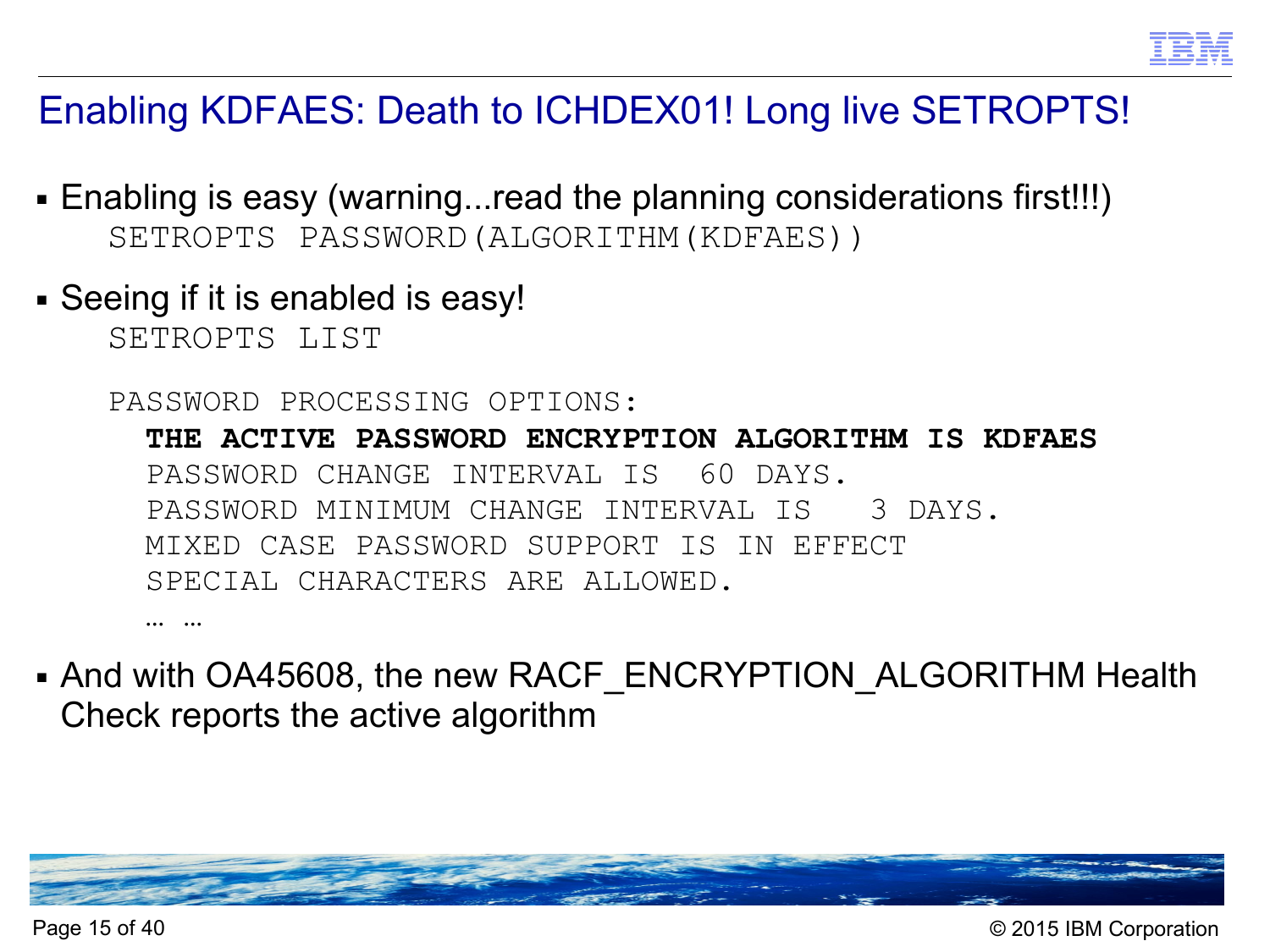# Enabling KDFAES: Death to ICHDEX01! Long live SETROPTS!

- Enabling is easy (warning...read the planning considerations first!!!)

```
SETROPTS PASSWORD(ALGORITHM(KDFAES))
```

- Seeing if it is enabled is easy!

```
SETROPTS LIST

PASSWORD PROCESSING OPTIONS:
  THE ACTIVE PASSWORD ENCRYPTION ALGORITHM IS KDFAES
  PASSWORD CHANGE INTERVAL IS  60 DAYS.
  PASSWORD MINIMUM CHANGE INTERVAL IS   3 DAYS.
  MIXED CASE PASSWORD SUPPORT IS IN EFFECT
  SPECIAL CHARACTERS ARE ALLOWED.
  … …
```

- And with OA45608, the new RACF_ENCRYPTION_ALGORITHM Health Check reports the active algorithm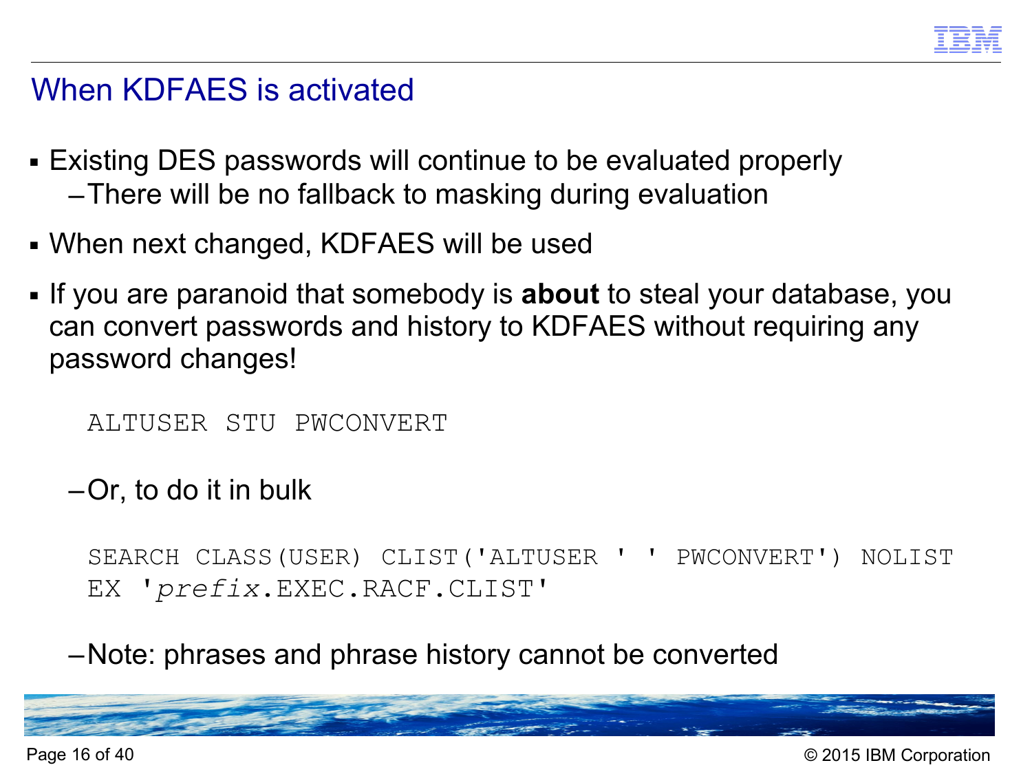# When KDFAES is activated

- Existing DES passwords will continue to be evaluated properly
  - There will be no fallback to masking during evaluation
- When next changed, KDFAES will be used
- If you are paranoid that somebody is **about** to steal your database, you can convert passwords and history to KDFAES without requiring any password changes!

```
ALTUSER STU PWCONVERT
```

  - Or, to do it in bulk

```
SEARCH CLASS(USER) CLIST('ALTUSER ' ' PWCONVERT') NOLIST
EX 'prefix.EXEC.RACF.CLIST'
```

  - Note: phrases and phrase history cannot be converted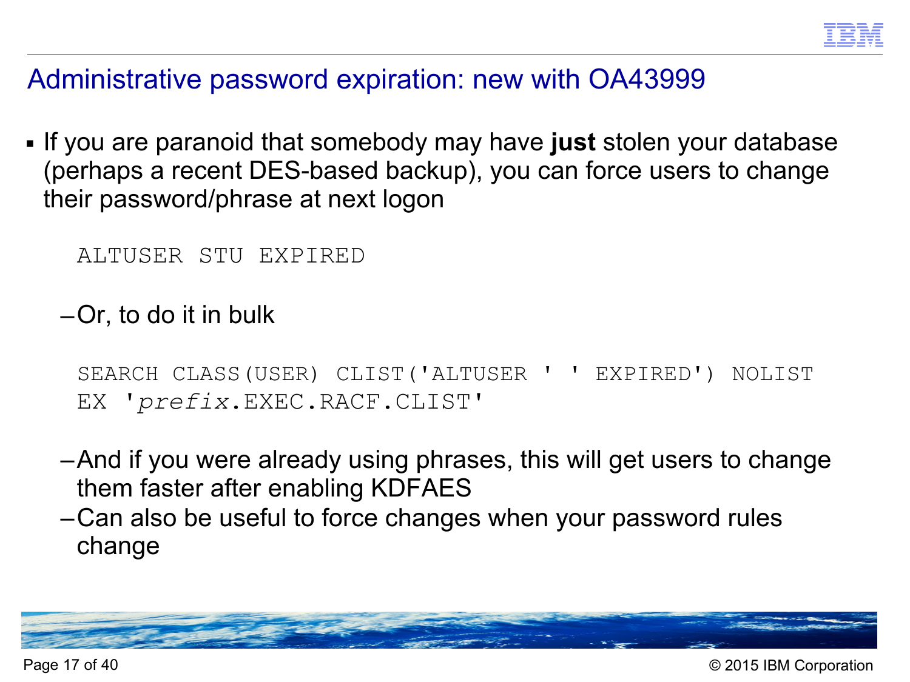# Administrative password expiration: new with OA43999

- If you are paranoid that somebody may have **just** stolen your database (perhaps a recent DES-based backup), you can force users to change their password/phrase at next logon

```
ALTUSER STU EXPIRED
```

  – Or, to do it in bulk

```
SEARCH CLASS(USER) CLIST('ALTUSER ' ' EXPIRED') NOLIST
EX 'prefix.EXEC.RACF.CLIST'
```

  – And if you were already using phrases, this will get users to change them faster after enabling KDFAES
  – Can also be useful to force changes when your password rules change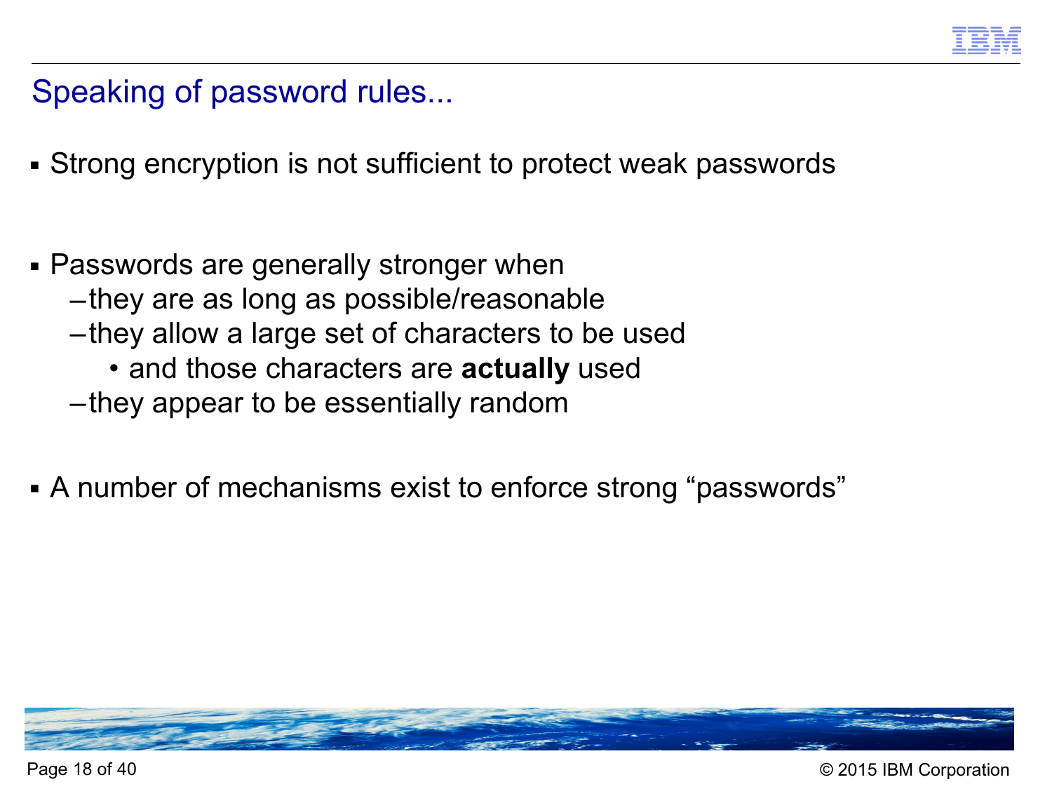# Speaking of password rules...

- Strong encryption is not sufficient to protect weak passwords

- Passwords are generally stronger when
  - they are as long as possible/reasonable
  - they allow a large set of characters to be used
    - and those characters are **actually** used
  - they appear to be essentially random

- A number of mechanisms exist to enforce strong "passwords"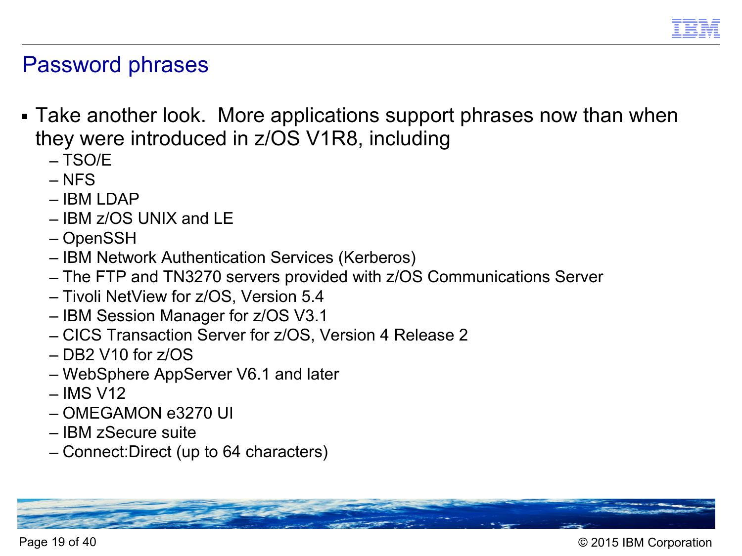# Password phrases

- Take another look. More applications support phrases now than when they were introduced in z/OS V1R8, including
  - TSO/E
  - NFS
  - IBM LDAP
  - IBM z/OS UNIX and LE
  - OpenSSH
  - IBM Network Authentication Services (Kerberos)
  - The FTP and TN3270 servers provided with z/OS Communications Server
  - Tivoli NetView for z/OS, Version 5.4
  - IBM Session Manager for z/OS V3.1
  - CICS Transaction Server for z/OS, Version 4 Release 2
  - DB2 V10 for z/OS
  - WebSphere AppServer V6.1 and later
  - IMS V12
  - OMEGAMON e3270 UI
  - IBM zSecure suite
  - Connect:Direct (up to 64 characters)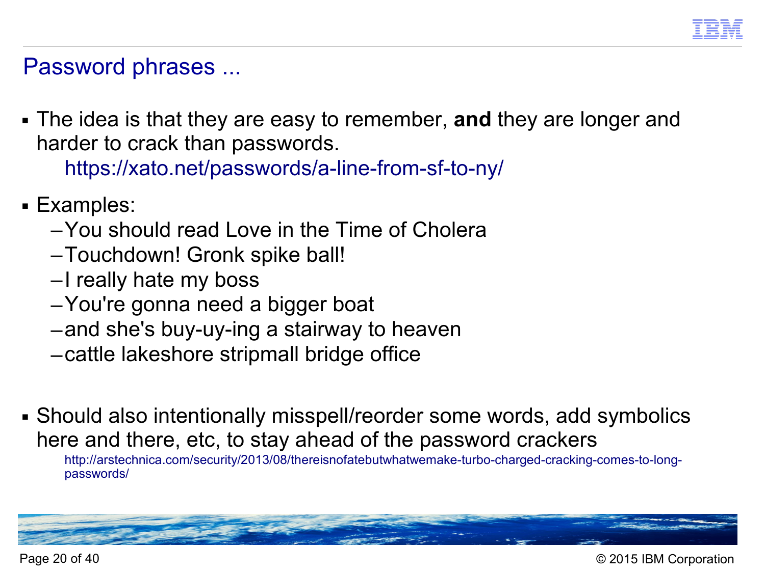## Password phrases ...

- The idea is that they are easy to remember, **and** they are longer and harder to crack than passwords.
  https://xato.net/passwords/a-line-from-sf-to-ny/

- Examples:
  - You should read Love in the Time of Cholera
  - Touchdown! Gronk spike ball!
  - I really hate my boss
  - You're gonna need a bigger boat
  - and she's buy-uy-ing a stairway to heaven
  - cattle lakeshore stripmall bridge office

- Should also intentionally misspell/reorder some words, add symbolics here and there, etc, to stay ahead of the password crackers
  http://arstechnica.com/security/2013/08/thereisnofatebutwhatwemake-turbo-charged-cracking-comes-to-long-passwords/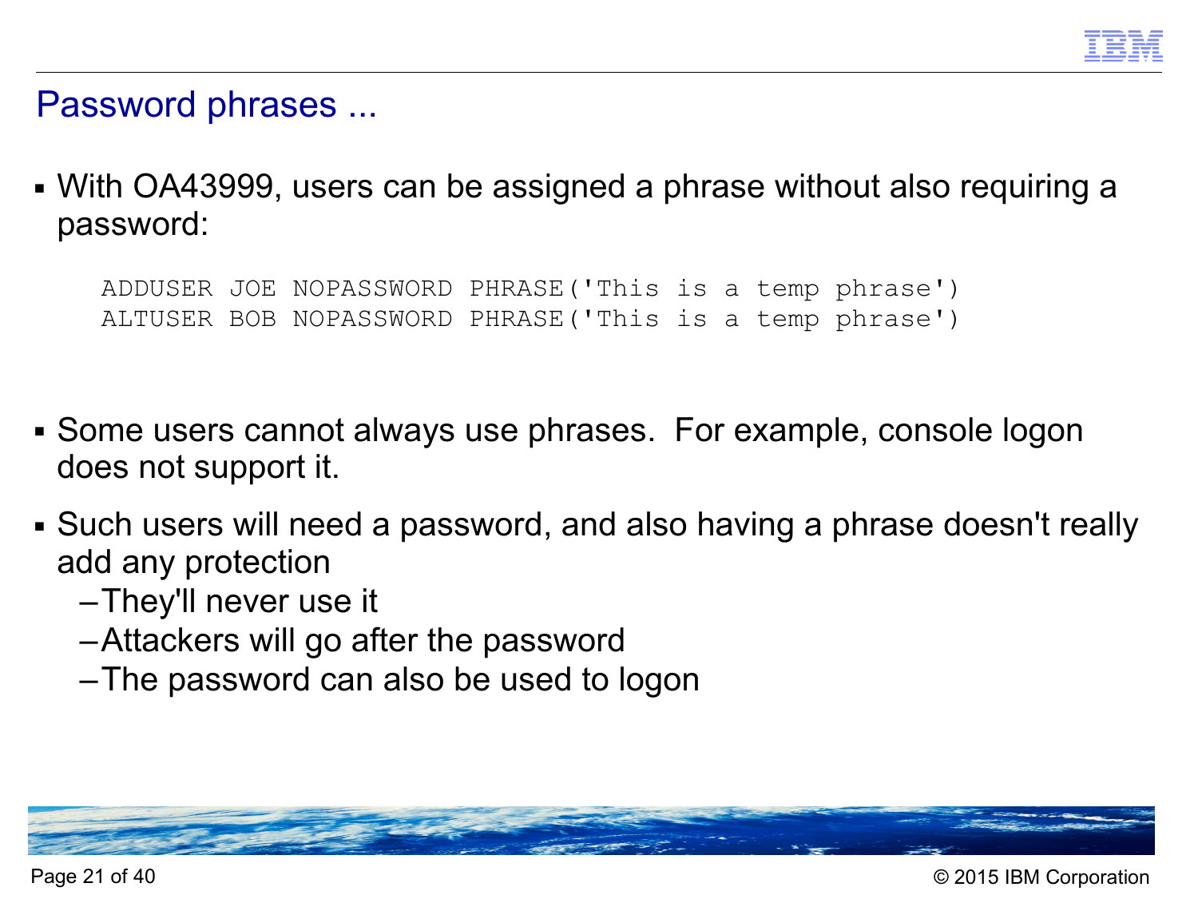# Password phrases ...

- With OA43999, users can be assigned a phrase without also requiring a password:

```
ADDUSER JOE NOPASSWORD PHRASE('This is a temp phrase')
ALTUSER BOB NOPASSWORD PHRASE('This is a temp phrase')
```

- Some users cannot always use phrases. For example, console logon does not support it.
- Such users will need a password, and also having a phrase doesn't really add any protection
  - They'll never use it
  - Attackers will go after the password
  - The password can also be used to logon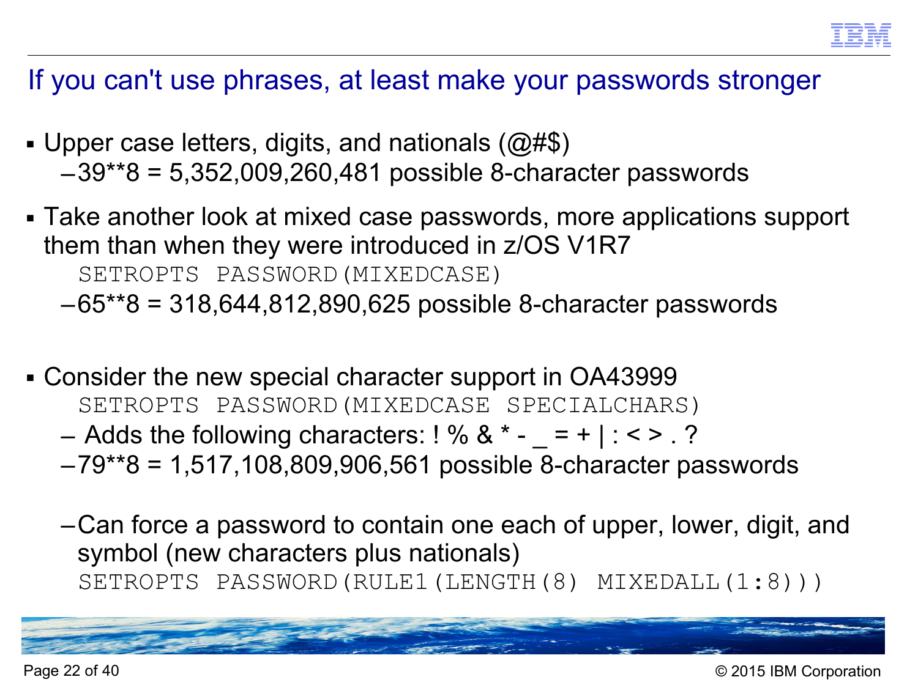# If you can't use phrases, at least make your passwords stronger

- Upper case letters, digits, and nationals (@#$)
  - 39**8 = 5,352,009,260,481 possible 8-character passwords

- Take another look at mixed case passwords, more applications support them than when they were introduced in z/OS V1R7

  ```
  SETROPTS PASSWORD(MIXEDCASE)
  ```

  - 65**8 = 318,644,812,890,625 possible 8-character passwords

- Consider the new special character support in OA43999

  ```
  SETROPTS PASSWORD(MIXEDCASE SPECIALCHARS)
  ```

  - Adds the following characters: ! % & * - _ = + | : < > . ?
  - 79**8 = 1,517,108,809,906,561 possible 8-character passwords

  - Can force a password to contain one each of upper, lower, digit, and symbol (new characters plus nationals)

    ```
    SETROPTS PASSWORD(RULE1(LENGTH(8) MIXEDALL(1:8)))
    ```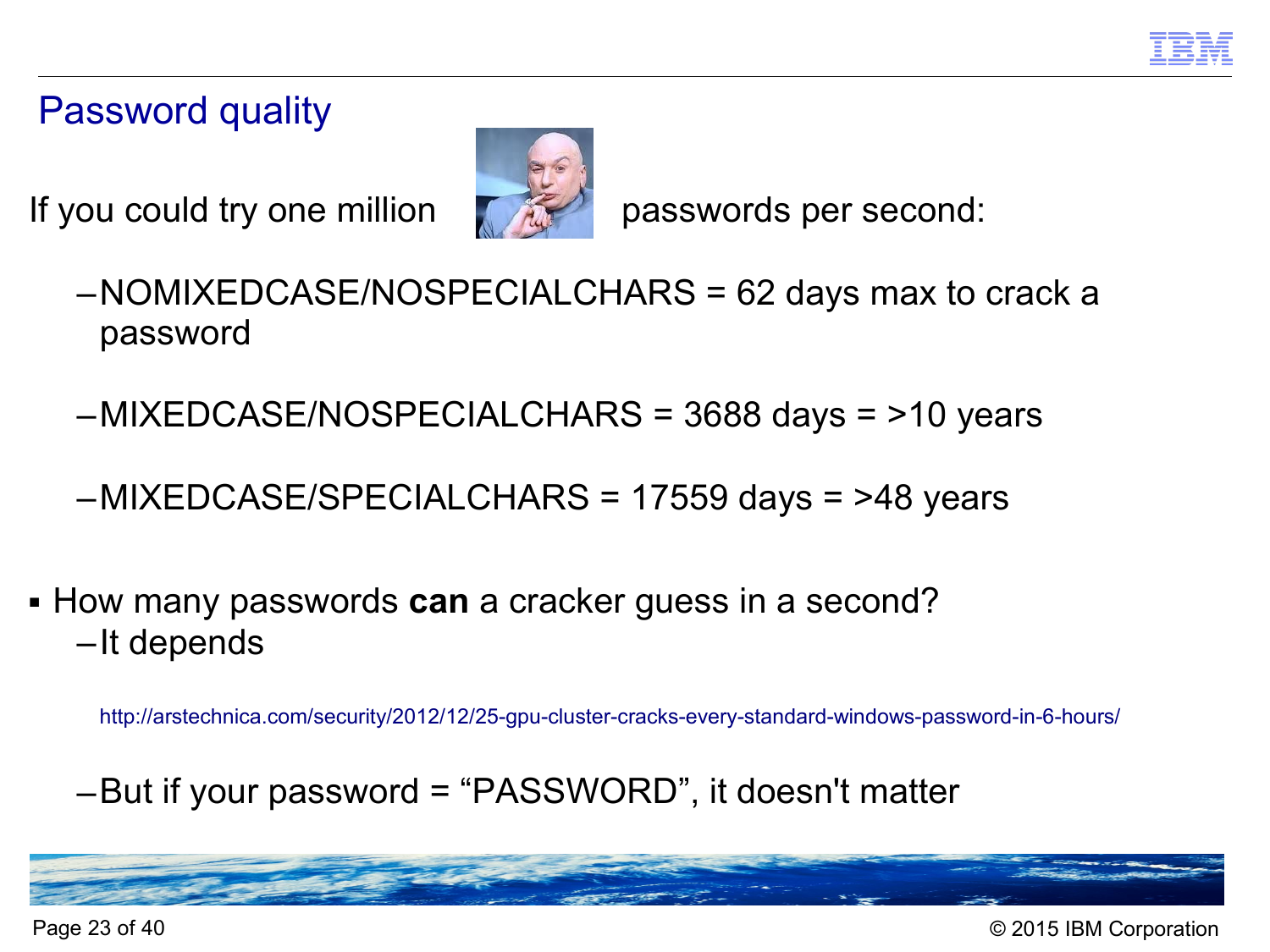## Password quality

If you could try one million passwords per second:

- NOMIXEDCASE/NOSPECIALCHARS = 62 days max to crack a password
- MIXEDCASE/NOSPECIALCHARS = 3688 days = >10 years
- MIXEDCASE/SPECIALCHARS = 17559 days = >48 years

- How many passwords **can** a cracker guess in a second?
  - It depends

    http://arstechnica.com/security/2012/12/25-gpu-cluster-cracks-every-standard-windows-password-in-6-hours/

  - But if your password = “PASSWORD”, it doesn't matter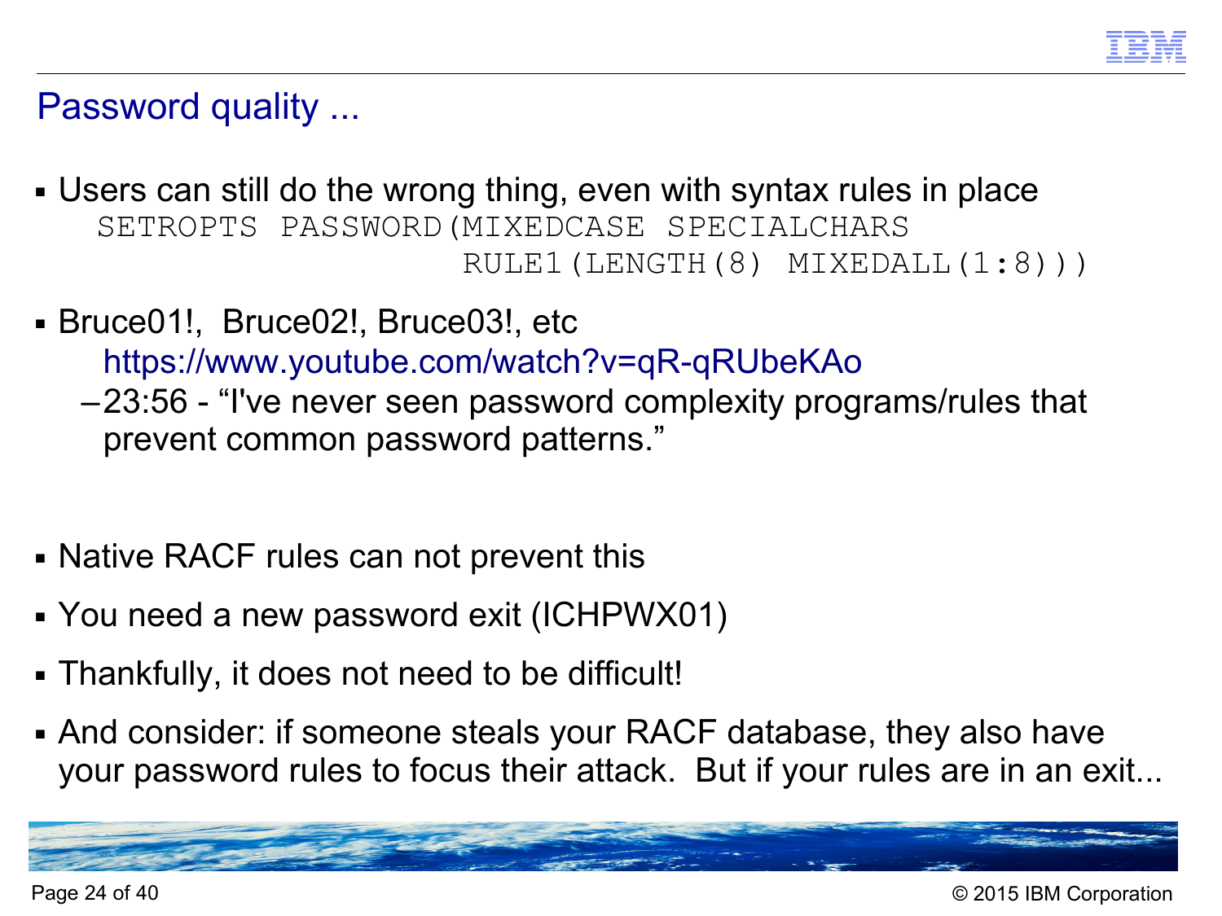## Password quality ...

- Users can still do the wrong thing, even with syntax rules in place

```
SETROPTS PASSWORD(MIXEDCASE SPECIALCHARS
                  RULE1(LENGTH(8) MIXEDALL(1:8)))
```

- Bruce01!,  Bruce02!, Bruce03!, etc
  https://www.youtube.com/watch?v=qR-qRUbeKAo
  - 23:56 - "I've never seen password complexity programs/rules that prevent common password patterns."

- Native RACF rules can not prevent this
- You need a new password exit (ICHPWX01)
- Thankfully, it does not need to be difficult!
- And consider: if someone steals your RACF database, they also have your password rules to focus their attack.  But if your rules are in an exit...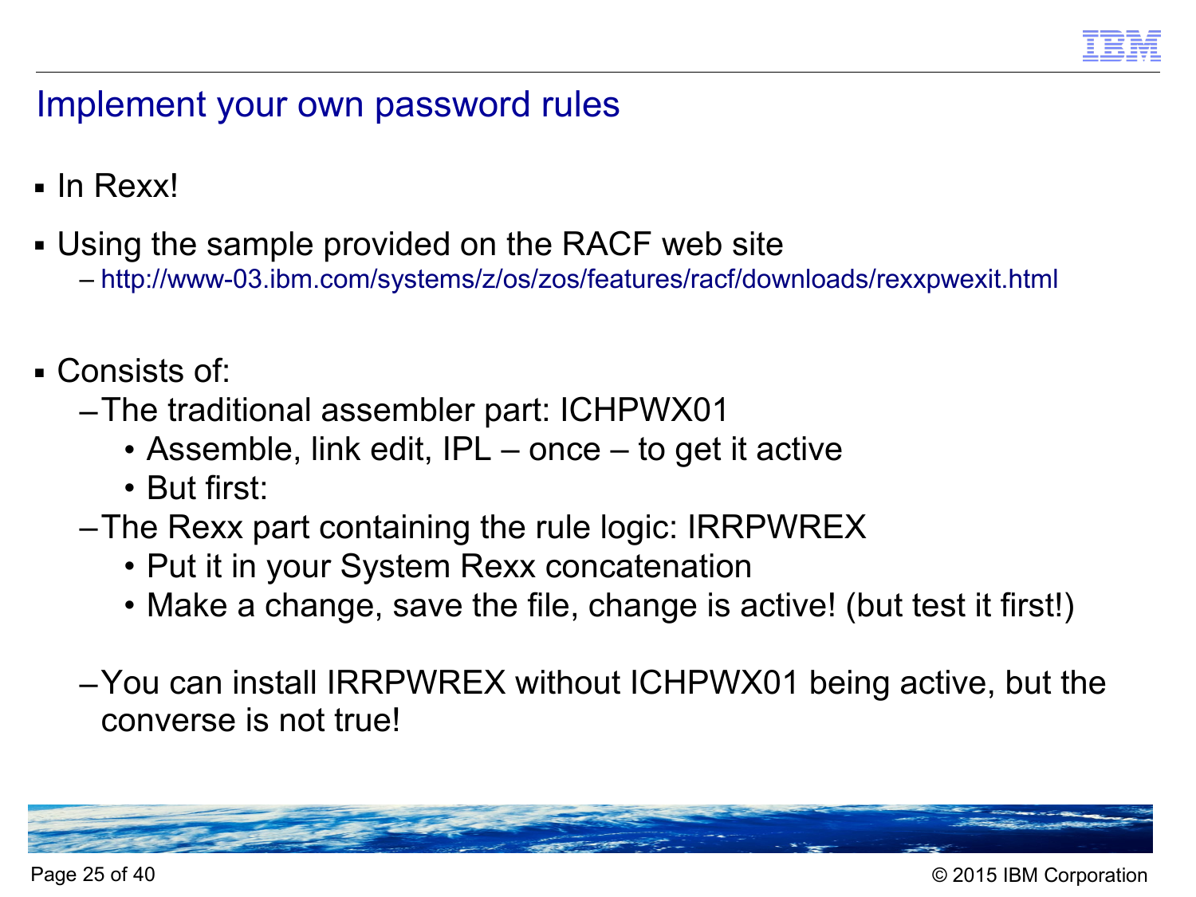# Implement your own password rules

- In Rexx!
- Using the sample provided on the RACF web site
  - http://www-03.ibm.com/systems/z/os/zos/features/racf/downloads/rexxpwexit.html
- Consists of:
  - The traditional assembler part: ICHPWX01
    - Assemble, link edit, IPL – once – to get it active
    - But first:
  - The Rexx part containing the rule logic: IRRPWREX
    - Put it in your System Rexx concatenation
    - Make a change, save the file, change is active! (but test it first!)
  - You can install IRRPWREX without ICHPWX01 being active, but the converse is not true!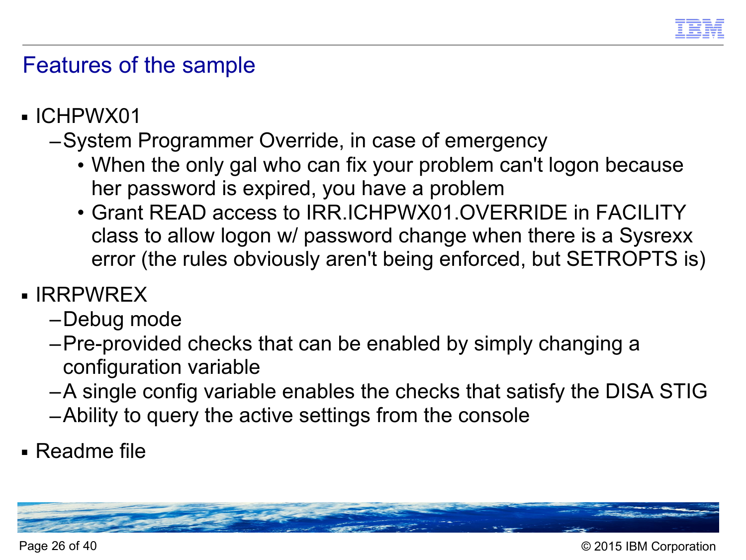# Features of the sample

- ICHPWX01
  - System Programmer Override, in case of emergency
    - When the only gal who can fix your problem can't logon because her password is expired, you have a problem
    - Grant READ access to IRR.ICHPWX01.OVERRIDE in FACILITY class to allow logon w/ password change when there is a Sysrexx error (the rules obviously aren't being enforced, but SETROPTS is)
- IRRPWREX
  - Debug mode
  - Pre-provided checks that can be enabled by simply changing a configuration variable
  - A single config variable enables the checks that satisfy the DISA STIG
  - Ability to query the active settings from the console
- Readme file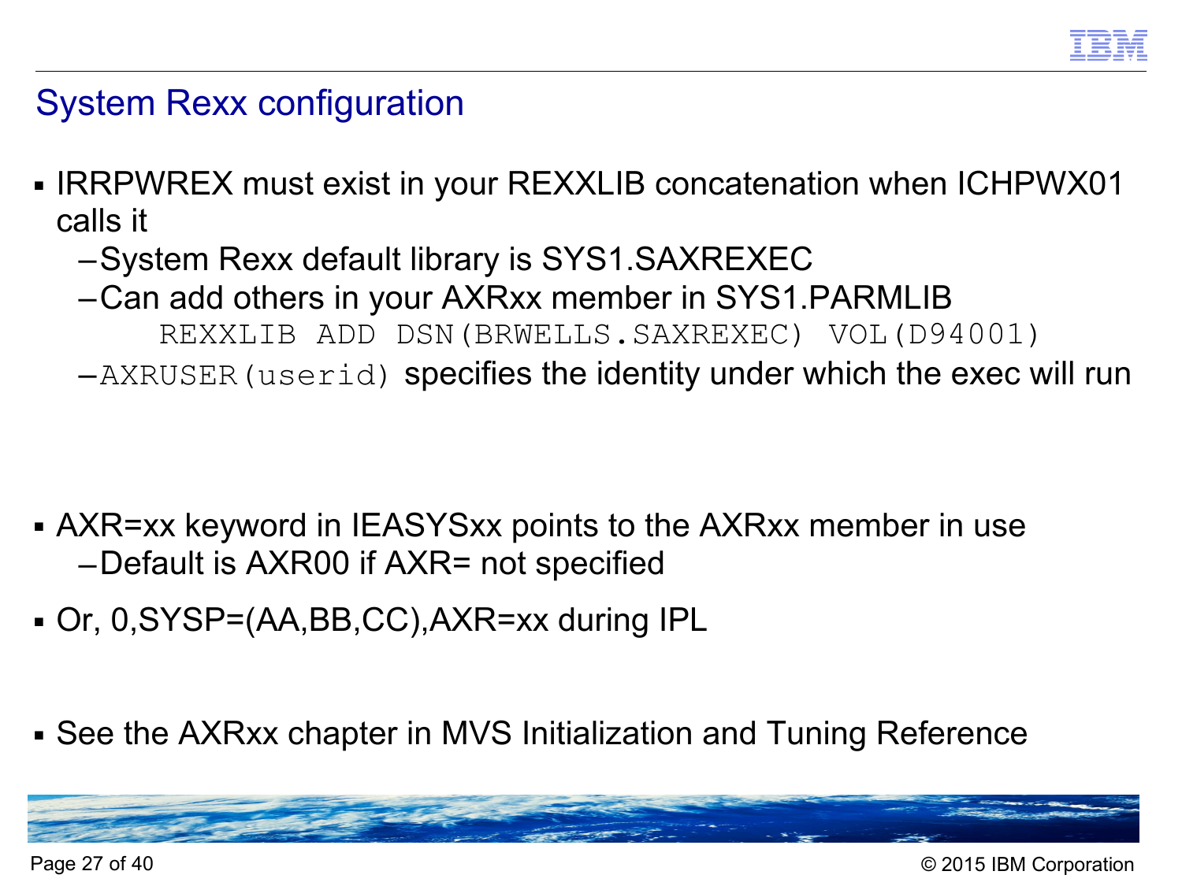# System Rexx configuration

- IRRPWREX must exist in your REXXLIB concatenation when ICHPWX01 calls it
  - System Rexx default library is SYS1.SAXREXEC
  - Can add others in your AXRxx member in SYS1.PARMLIB

    ```
    REXXLIB ADD DSN(BRWELLS.SAXREXEC) VOL(D94001)
    ```

  - `AXRUSER(userid)` specifies the identity under which the exec will run

- AXR=xx keyword in IEASYSxx points to the AXRxx member in use
  - Default is AXR00 if AXR= not specified

- Or, 0,SYSP=(AA,BB,CC),AXR=xx during IPL

- See the AXRxx chapter in MVS Initialization and Tuning Reference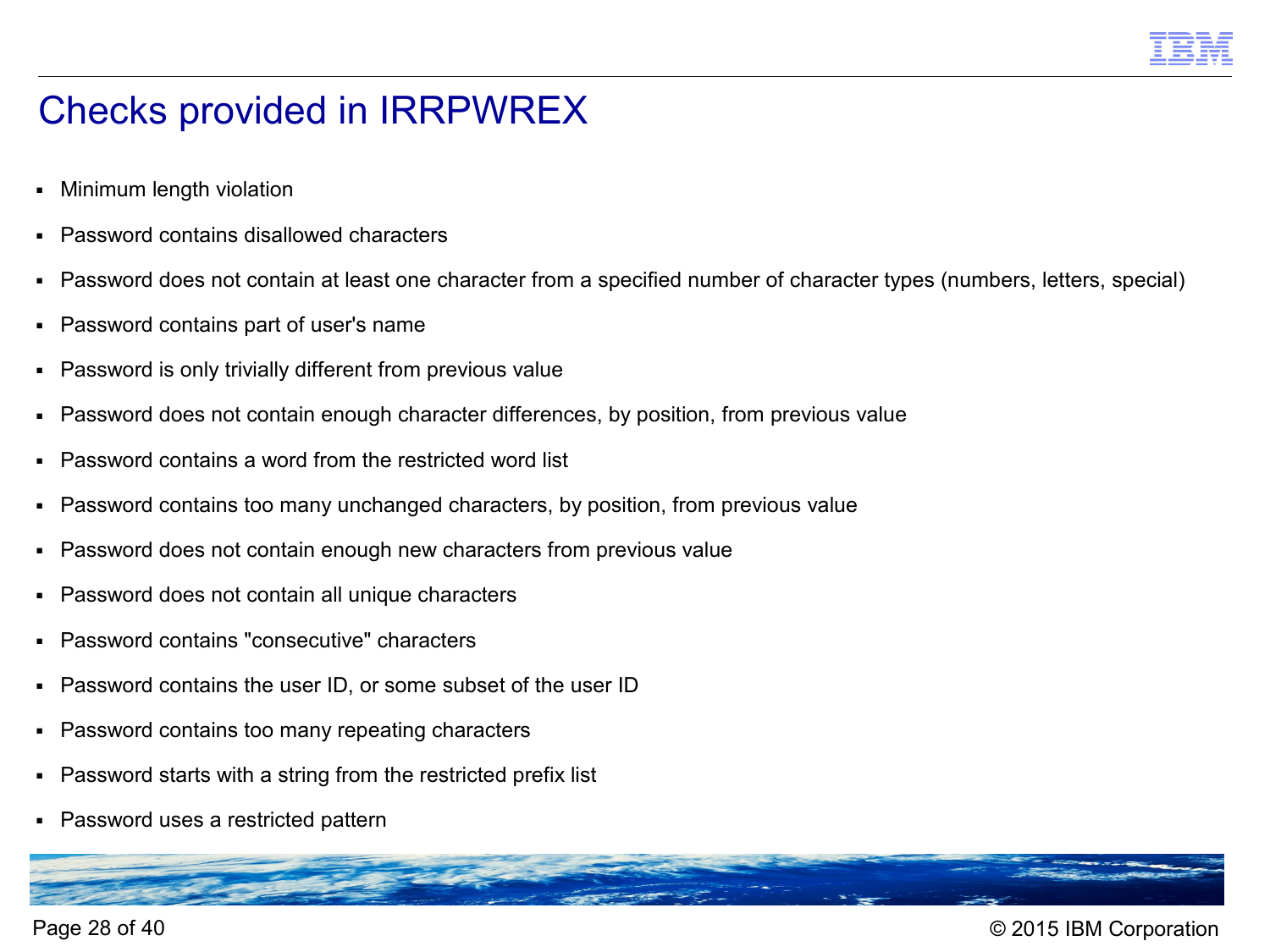# Checks provided in IRRPWREX

- Minimum length violation
- Password contains disallowed characters
- Password does not contain at least one character from a specified number of character types (numbers, letters, special)
- Password contains part of user's name
- Password is only trivially different from previous value
- Password does not contain enough character differences, by position, from previous value
- Password contains a word from the restricted word list
- Password contains too many unchanged characters, by position, from previous value
- Password does not contain enough new characters from previous value
- Password does not contain all unique characters
- Password contains "consecutive" characters
- Password contains the user ID, or some subset of the user ID
- Password contains too many repeating characters
- Password starts with a string from the restricted prefix list
- Password uses a restricted pattern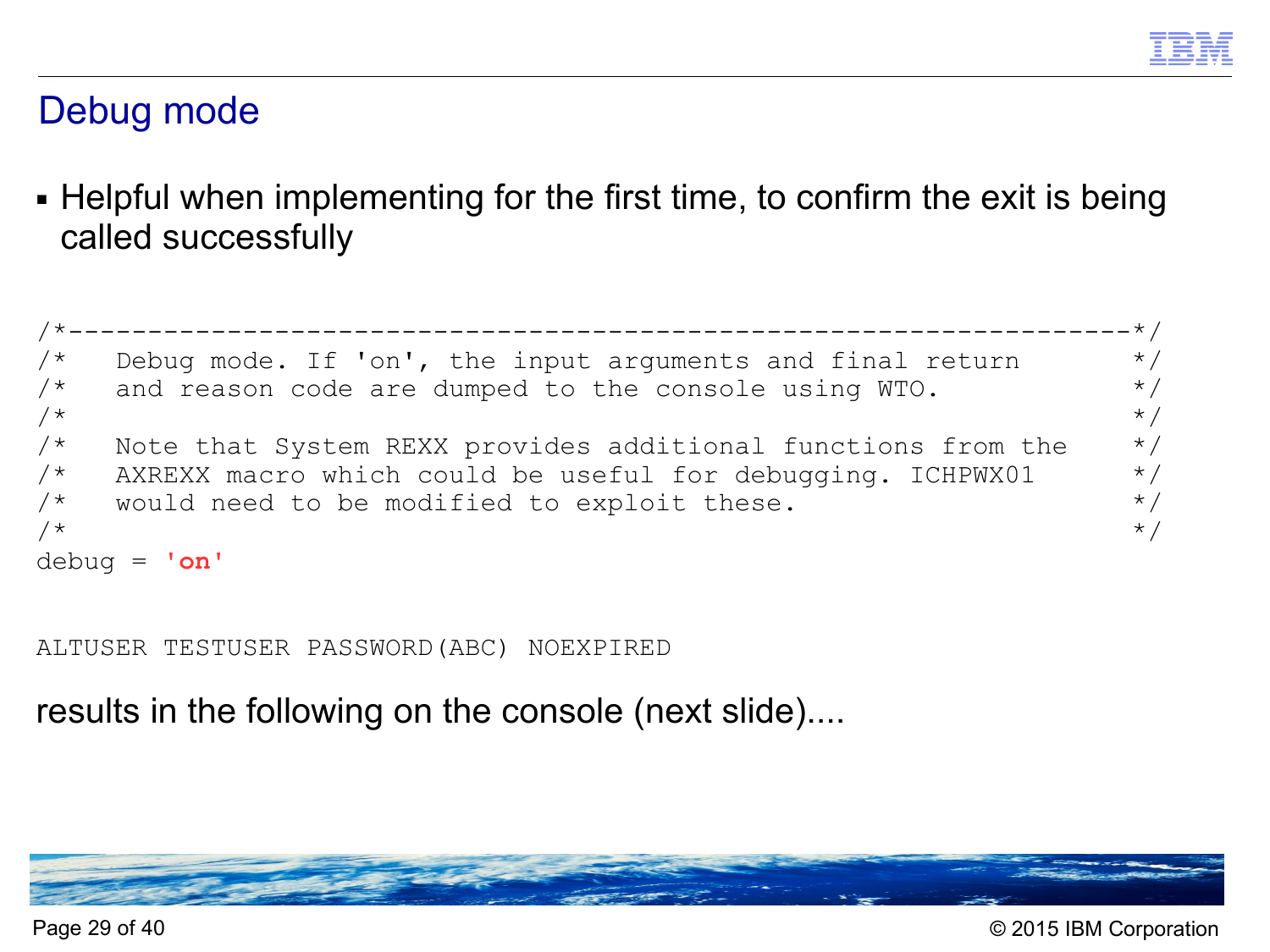# Debug mode

- Helpful when implementing for the first time, to confirm the exit is being called successfully

```
/*-------------------------------------------------------------------*/
/*   Debug mode. If 'on', the input arguments and final return       */
/*   and reason code are dumped to the console using WTO.            */
/*                                                                   */
/*   Note that System REXX provides additional functions from the    */
/*   AXREXX macro which could be useful for debugging. ICHPWX01      */
/*   would need to be modified to exploit these.                     */
/*                                                                   */
debug = 'on'
```

```
ALTUSER TESTUSER PASSWORD(ABC) NOEXPIRED
```

results in the following on the console (next slide)....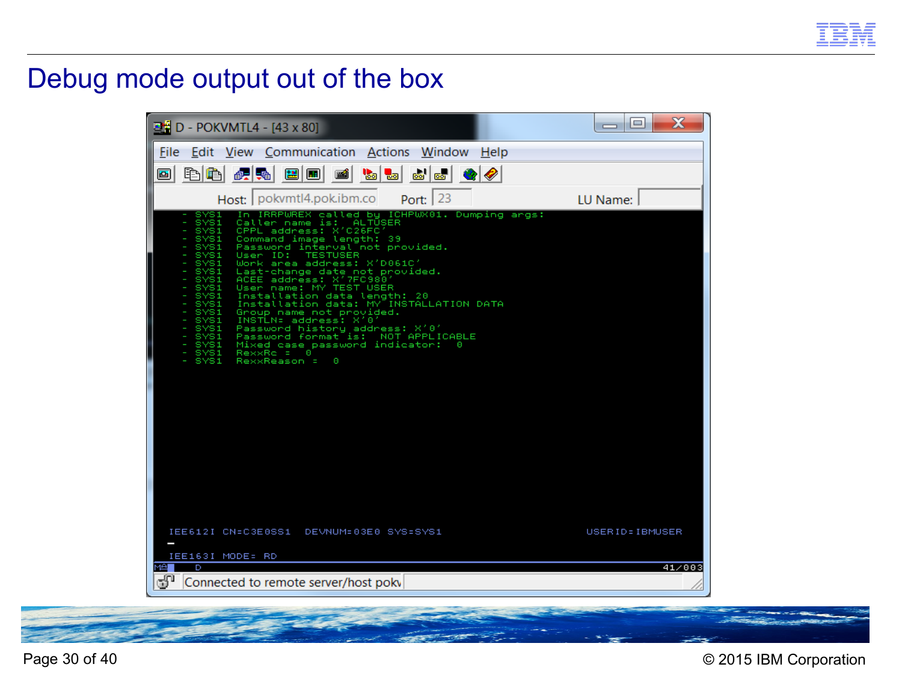# Debug mode output out of the box

D - POKVMTL4 - [43 x 80]

File Edit View Communication Actions Window Help

Host: pokvmtl4.pok.ibm.co Port: 23 LU Name:

```
- SYS1   In IRRPWREX called by ICHPWX01. Dumping args:
- SYS1   Caller name is:  ALTUSER
- SYS1   CPPL address: X'C26FC'
- SYS1   Command image length: 39
- SYS1   Password interval not provided.
- SYS1   User ID:  TESTUSER
- SYS1   Work area address: X'D061C'
- SYS1   Last-change date not provided.
- SYS1   ACEE address: X'7FC980'
- SYS1   User name: MY TEST USER
- SYS1   Installation data length: 20
- SYS1   Installation data: MY INSTALLATION DATA
- SYS1   Group name not provided.
- SYS1   INSTLN= address: X'0'
- SYS1   Password history address: X'0'
- SYS1   Password format is:  NOT APPLICABLE
- SYS1   Mixed case password indicator:  0
- SYS1   RexxRc =  0
- SYS1   RexxReason =  0


IEE612I CN=C3E0SS1  DEVNUM=03E0 SYS=SYS1                    USERID=IBMUSER

IEE163I MODE= RD
MA    D                                                               41/003
```

Connected to remote server/host pokv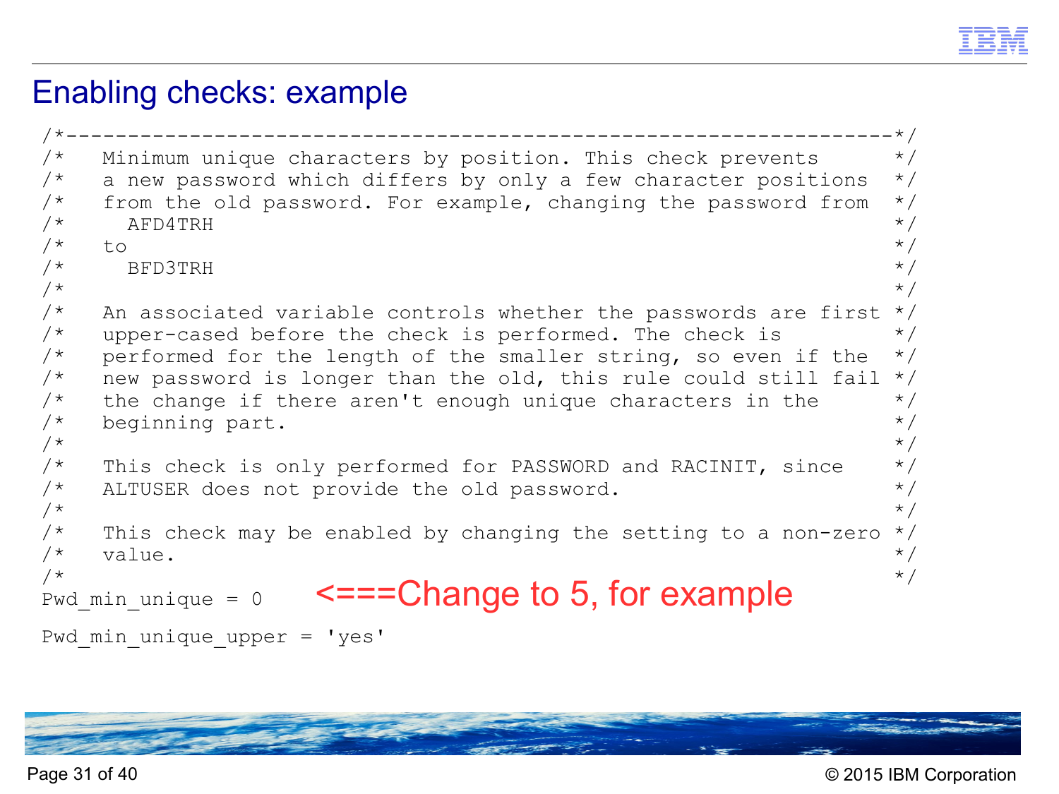# Enabling checks: example

```
/*-------------------------------------------------------------------*/
/*   Minimum unique characters by position. This check prevents      */
/*   a new password which differs by only a few character positions  */
/*   from the old password. For example, changing the password from  */
/*     AFD4TRH                                                        */
/*   to                                                               */
/*     BFD3TRH                                                        */
/*                                                                    */
/*   An associated variable controls whether the passwords are first */
/*   upper-cased before the check is performed. The check is          */
/*   performed for the length of the smaller string, so even if the  */
/*   new password is longer than the old, this rule could still fail */
/*   the change if there aren't enough unique characters in the      */
/*   beginning part.                                                  */
/*                                                                    */
/*   This check is only performed for PASSWORD and RACINIT, since    */
/*   ALTUSER does not provide the old password.                      */
/*                                                                    */
/*   This check may be enabled by changing the setting to a non-zero */
/*   value.                                                           */
/*                                                                    */
Pwd_min_unique = 0    <===Change to 5, for example

Pwd_min_unique_upper = 'yes'
```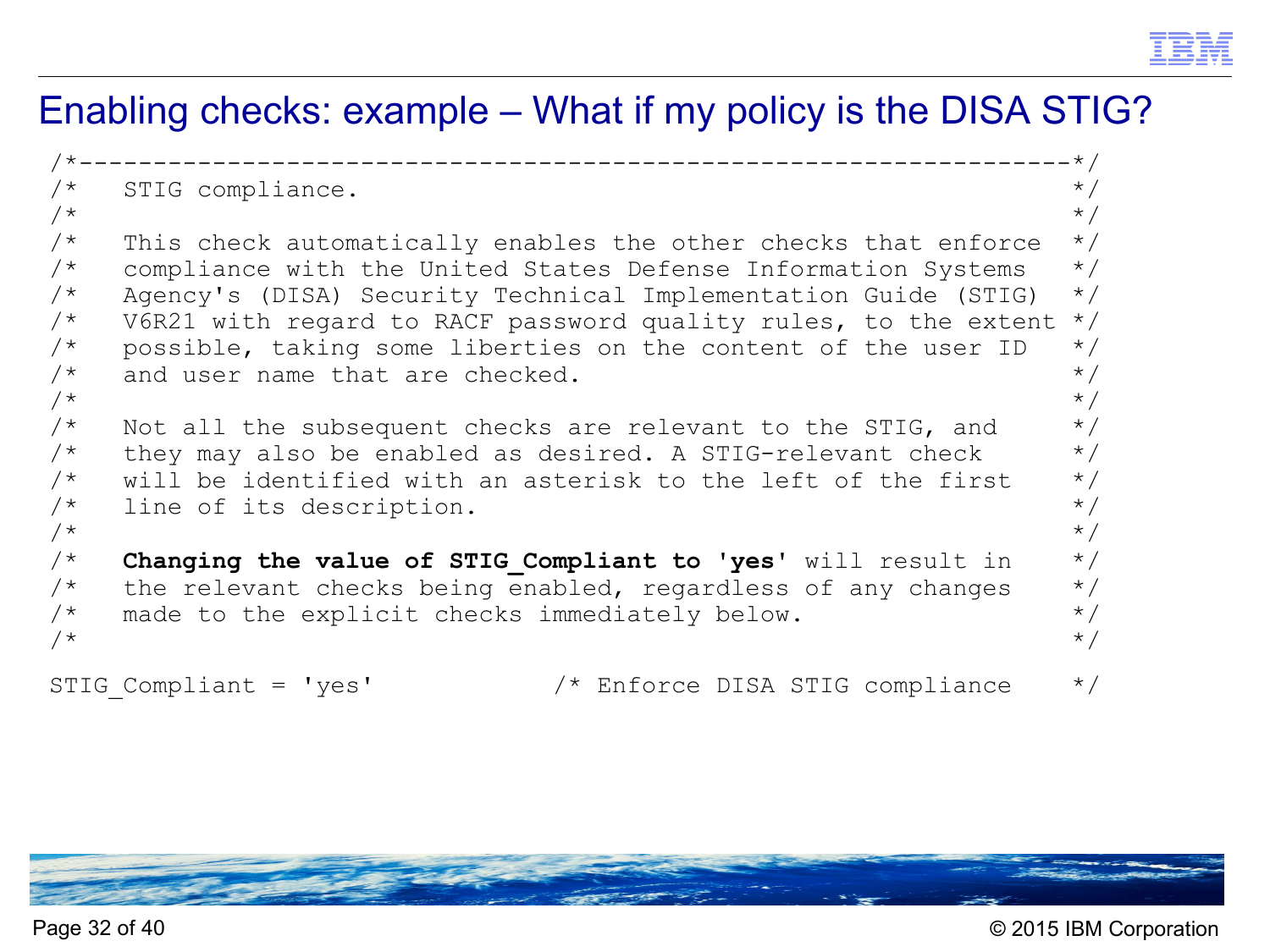# Enabling checks: example – What if my policy is the DISA STIG?

```
/*--------------------------------------------------------------------*/
/*   STIG compliance.                                                 */
/*                                                                    */
/*   This check automatically enables the other checks that enforce  */
/*   compliance with the United States Defense Information Systems   */
/*   Agency's (DISA) Security Technical Implementation Guide (STIG)  */
/*   V6R21 with regard to RACF password quality rules, to the extent */
/*   possible, taking some liberties on the content of the user ID   */
/*   and user name that are checked.                                  */
/*                                                                    */
/*   Not all the subsequent checks are relevant to the STIG, and     */
/*   they may also be enabled as desired. A STIG-relevant check      */
/*   will be identified with an asterisk to the left of the first    */
/*   line of its description.                                        */
/*                                                                    */
/*   Changing the value of STIG_Compliant to 'yes' will result in    */
/*   the relevant checks being enabled, regardless of any changes    */
/*   made to the explicit checks immediately below.                  */
/*                                                                    */

STIG_Compliant = 'yes'            /* Enforce DISA STIG compliance    */
```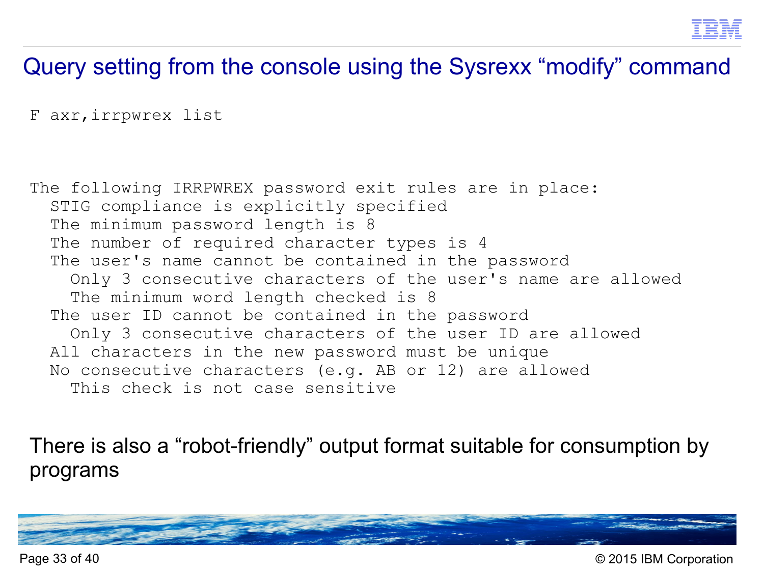# Query setting from the console using the Sysrexx “modify” command

```
F axr,irrpwrex list
```

```
The following IRRPWREX password exit rules are in place:
  STIG compliance is explicitly specified
  The minimum password length is 8
  The number of required character types is 4
  The user's name cannot be contained in the password
    Only 3 consecutive characters of the user's name are allowed
    The minimum word length checked is 8
  The user ID cannot be contained in the password
    Only 3 consecutive characters of the user ID are allowed
  All characters in the new password must be unique
  No consecutive characters (e.g. AB or 12) are allowed
    This check is not case sensitive
```

There is also a “robot-friendly” output format suitable for consumption by programs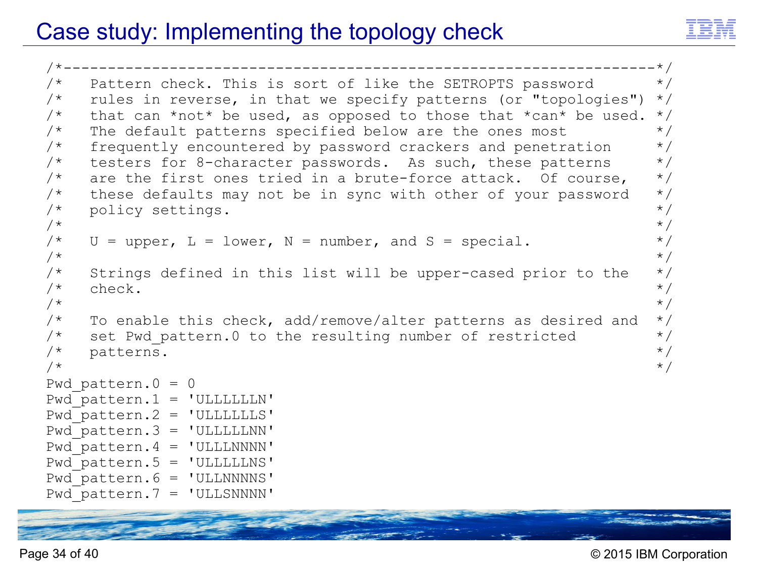# Case study: Implementing the topology check

```
/*-------------------------------------------------------------------*/
/*   Pattern check. This is sort of like the SETROPTS password       */
/*   rules in reverse, in that we specify patterns (or "topologies") */
/*   that can *not* be used, as opposed to those that *can* be used. */
/*   The default patterns specified below are the ones most          */
/*   frequently encountered by password crackers and penetration     */
/*   testers for 8-character passwords.  As such, these patterns     */
/*   are the first ones tried in a brute-force attack.  Of course,   */
/*   these defaults may not be in sync with other of your password   */
/*   policy settings.                                                */
/*                                                                   */
/*   U = upper, L = lower, N = number, and S = special.              */
/*                                                                   */
/*   Strings defined in this list will be upper-cased prior to the   */
/*   check.                                                          */
/*                                                                   */
/*   To enable this check, add/remove/alter patterns as desired and  */
/*   set Pwd_pattern.0 to the resulting number of restricted         */
/*   patterns.                                                       */
/*                                                                   */
Pwd_pattern.0 = 0
Pwd_pattern.1 = 'ULLLLLLN'
Pwd_pattern.2 = 'ULLLLLLS'
Pwd_pattern.3 = 'ULLLLLNN'
Pwd_pattern.4 = 'ULLLNNNN'
Pwd_pattern.5 = 'ULLLLLNS'
Pwd_pattern.6 = 'ULLNNNNS'
Pwd_pattern.7 = 'ULLSNNNN'
```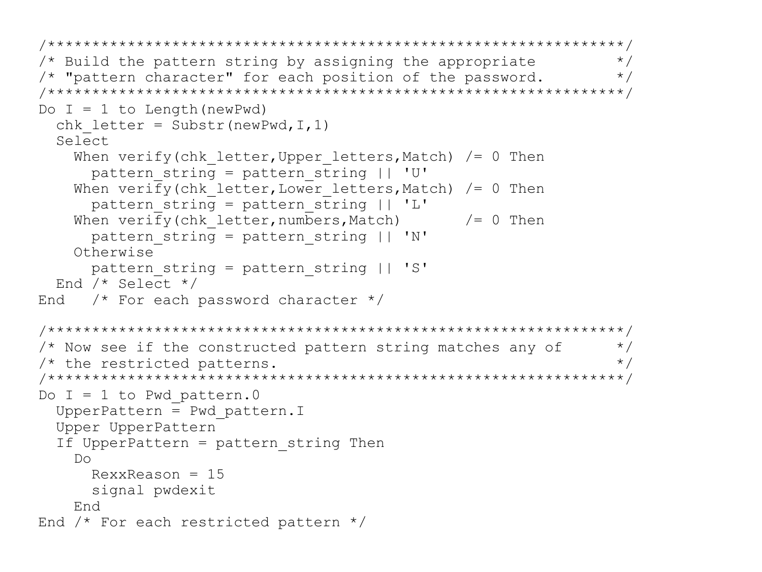```
/***************************************************************/
/* Build the pattern string by assigning the appropriate         */
/* "pattern character" for each position of the password.       */
/***************************************************************/
Do I = 1 to Length(newPwd)
  chk_letter = Substr(newPwd,I,1)
  Select
    When verify(chk_letter,Upper_letters,Match) /= 0 Then
      pattern_string = pattern_string || 'U'
    When verify(chk_letter,Lower_letters,Match) /= 0 Then
      pattern_string = pattern_string || 'L'
    When verify(chk_letter,numbers,Match)       /= 0 Then
      pattern_string = pattern_string || 'N'
    Otherwise
      pattern_string = pattern_string || 'S'
  End /* Select */
End   /* For each password character */

/***************************************************************/
/* Now see if the constructed pattern string matches any of      */
/* the restricted patterns.                                      */
/***************************************************************/
Do I = 1 to Pwd_pattern.0
  UpperPattern = Pwd_pattern.I
  Upper UpperPattern
  If UpperPattern = pattern_string Then
    Do
      RexxReason = 15
      signal pwdexit
    End
End /* For each restricted pattern */
```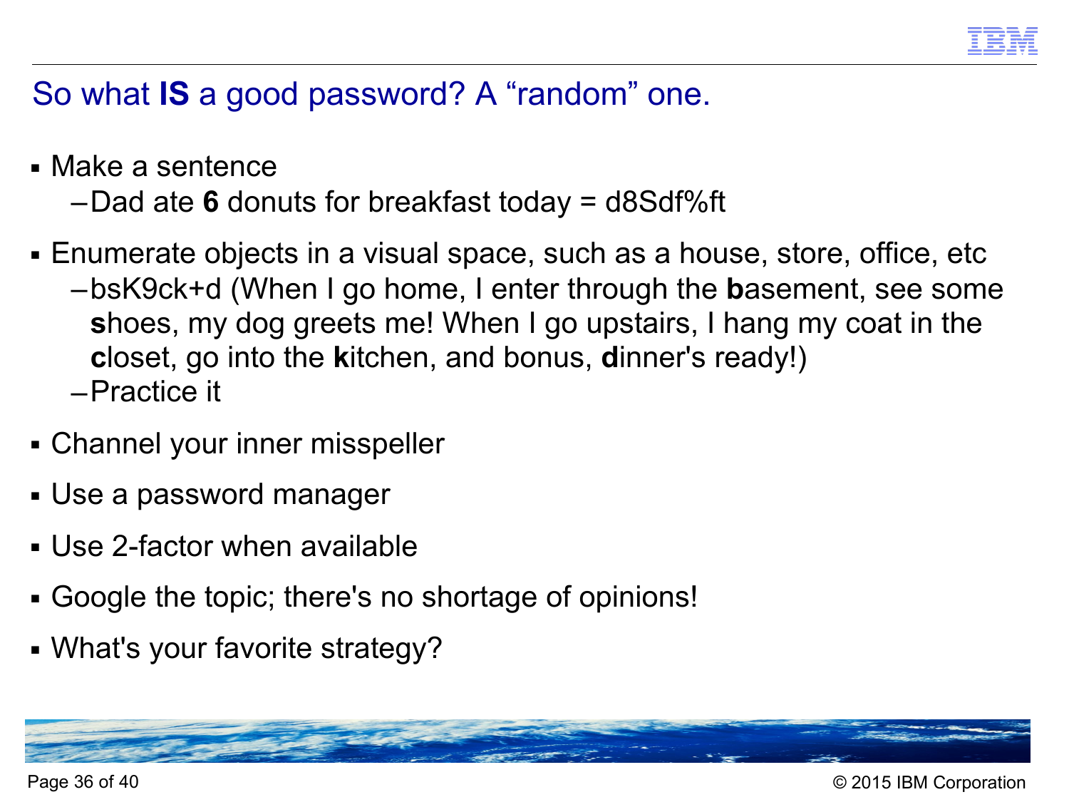## So what **IS** a good password? A “random” one.

- Make a sentence
  - Dad ate **6** donuts for breakfast today = d8Sdf%ft
- Enumerate objects in a visual space, such as a house, store, office, etc
  - bsK9ck+d (When I go home, I enter through the **b**asement, see some **s**hoes, my dog greets me! When I go upstairs, I hang my coat in the **c**loset, go into the **k**itchen, and bonus, **d**inner's ready!)
  - Practice it
- Channel your inner misspeller
- Use a password manager
- Use 2-factor when available
- Google the topic; there's no shortage of opinions!
- What's your favorite strategy?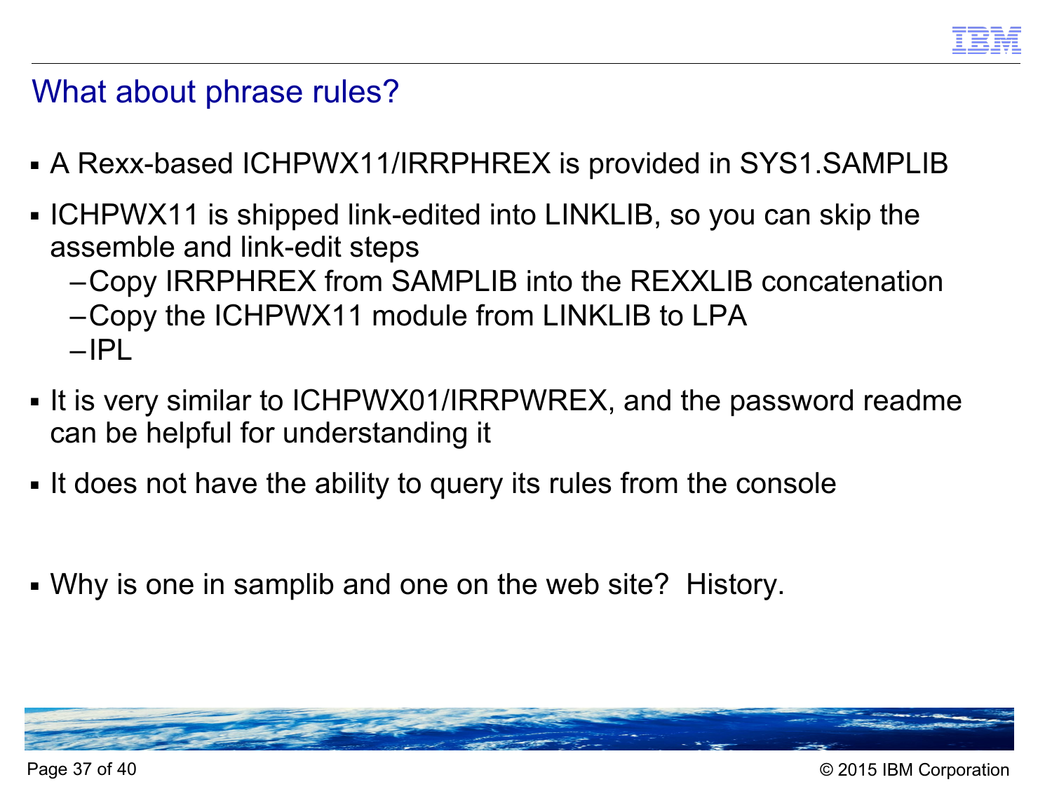# What about phrase rules?

- A Rexx-based ICHPWX11/IRRPHREX is provided in SYS1.SAMPLIB
- ICHPWX11 is shipped link-edited into LINKLIB, so you can skip the assemble and link-edit steps
  - Copy IRRPHREX from SAMPLIB into the REXXLIB concatenation
  - Copy the ICHPWX11 module from LINKLIB to LPA
  - IPL
- It is very similar to ICHPWX01/IRRPWREX, and the password readme can be helpful for understanding it
- It does not have the ability to query its rules from the console
- Why is one in samplib and one on the web site? History.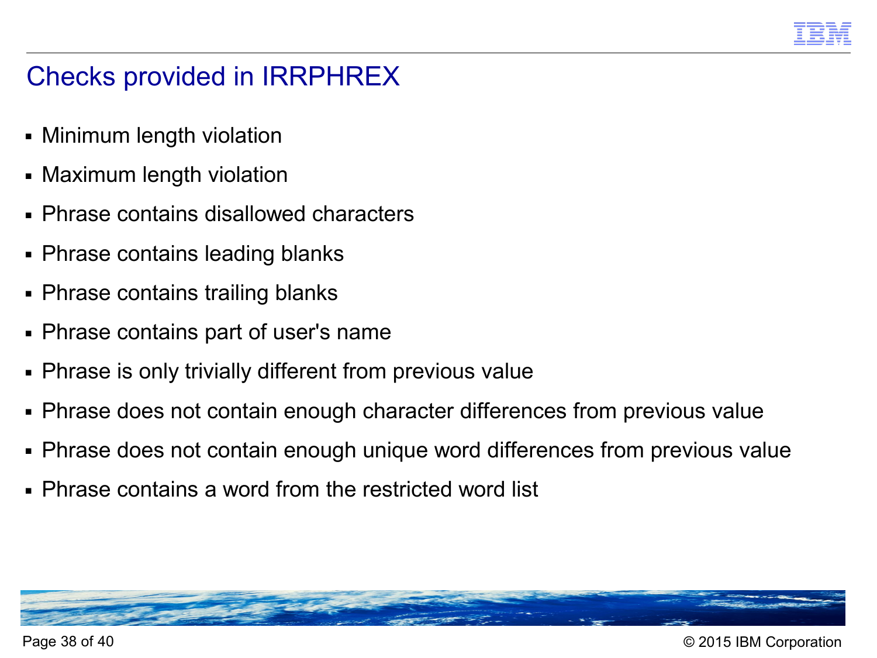# Checks provided in IRRPHREX

- Minimum length violation
- Maximum length violation
- Phrase contains disallowed characters
- Phrase contains leading blanks
- Phrase contains trailing blanks
- Phrase contains part of user's name
- Phrase is only trivially different from previous value
- Phrase does not contain enough character differences from previous value
- Phrase does not contain enough unique word differences from previous value
- Phrase contains a word from the restricted word list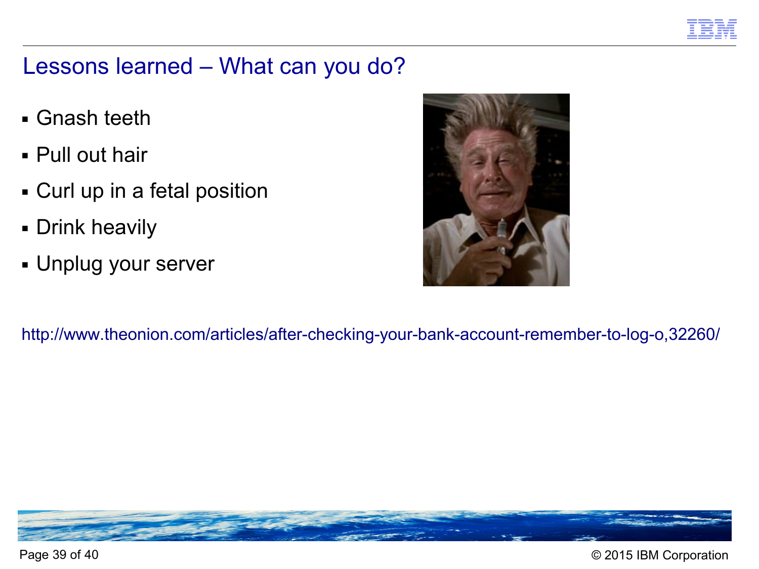## Lessons learned – What can you do?

- Gnash teeth
- Pull out hair
- Curl up in a fetal position
- Drink heavily
- Unplug your server

http://www.theonion.com/articles/after-checking-your-bank-account-remember-to-log-o,32260/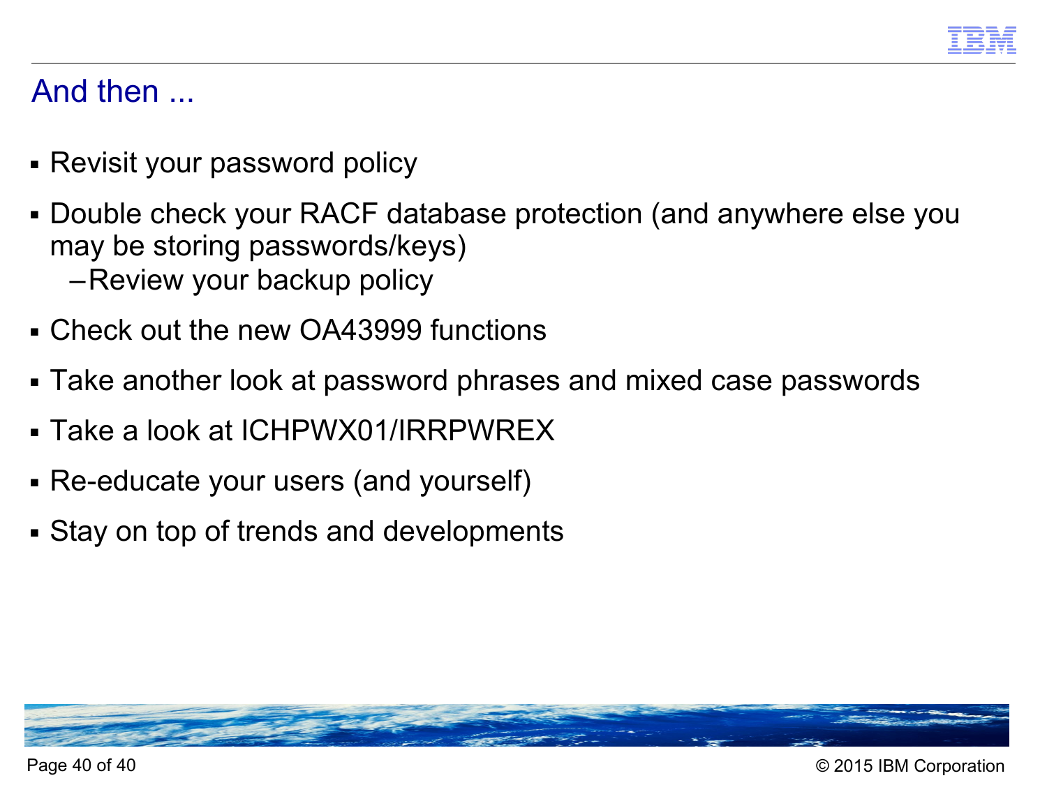# And then ...

- Revisit your password policy
- Double check your RACF database protection (and anywhere else you may be storing passwords/keys)
  - Review your backup policy
- Check out the new OA43999 functions
- Take another look at password phrases and mixed case passwords
- Take a look at ICHPWX01/IRRPWREX
- Re-educate your users (and yourself)
- Stay on top of trends and developments